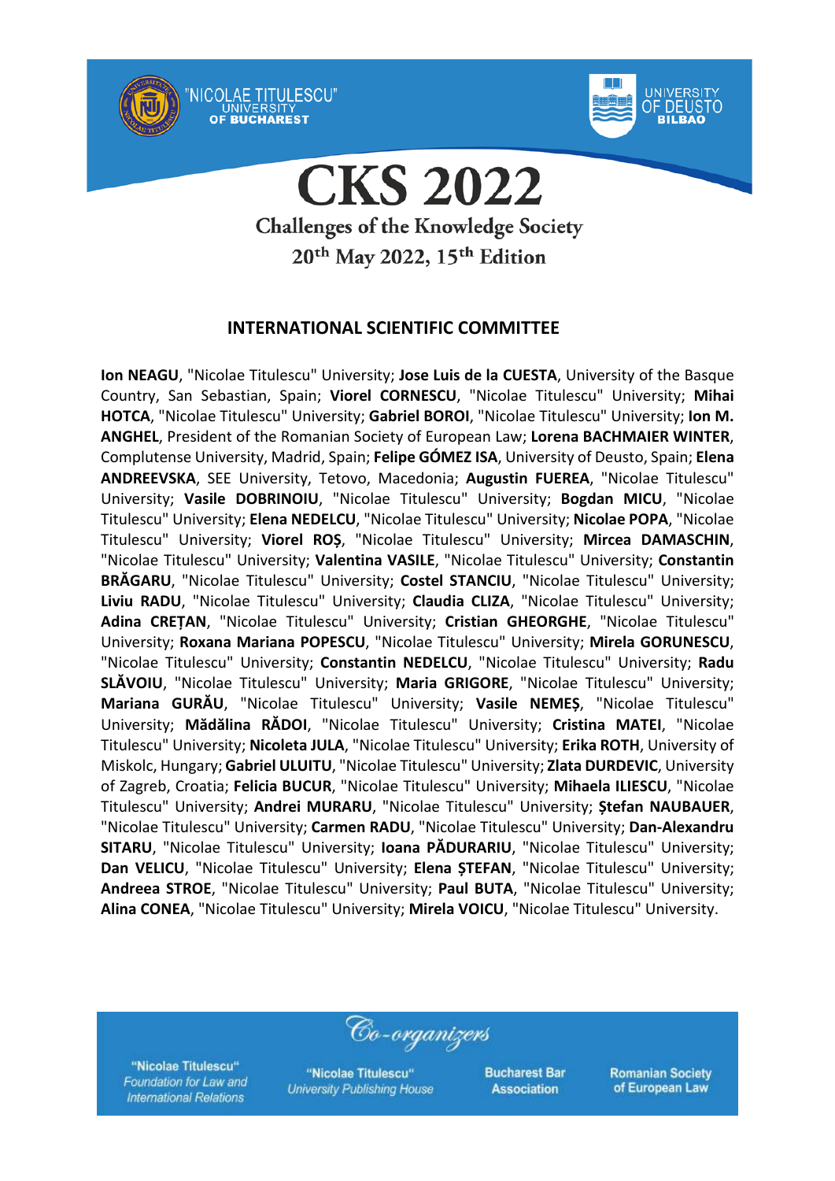"NICOLAE TITULESCU" UNIVERSITY OF BUCHAREST

UNIVERSITY OF DEUSTO BILBAO

# CKS 2022

## Challenges of the Knowledge Society

### 20th May 2022, 15th Edition

## INTERNATIONAL SCIENTIFIC COMMITTEE

**Ion NEAGU**, "Nicolae Titulescu" University; **Jose Luis de la CUESTA**, University of the Basque Country, San Sebastian, Spain; **Viorel CORNESCU**, "Nicolae Titulescu" University; **Mihai HOTCA**, "Nicolae Titulescu" University; **Gabriel BOROI**, "Nicolae Titulescu" University; **Ion M. ANGHEL**, President of the Romanian Society of European Law; **Lorena BACHMAIER WINTER**, Complutense University, Madrid, Spain; **Felipe GÓMEZ ISA**, University of Deusto, Spain; **Elena ANDREEVSKA**, SEE University, Tetovo, Macedonia; **Augustin FUEREA**, "Nicolae Titulescu" University; **Vasile DOBRINOIU**, "Nicolae Titulescu" University; **Bogdan MICU**, "Nicolae Titulescu" University; **Elena NEDELCU**, "Nicolae Titulescu" University; **Nicolae POPA**, "Nicolae Titulescu" University; **Viorel ROȘ**, "Nicolae Titulescu" University; **Mircea DAMASCHIN**, "Nicolae Titulescu" University; **Valentina VASILE**, "Nicolae Titulescu" University; **Constantin BRĂGARU**, "Nicolae Titulescu" University; **Costel STANCIU**, "Nicolae Titulescu" University; **Liviu RADU**, "Nicolae Titulescu" University; **Claudia CLIZA**, "Nicolae Titulescu" University; **Adina CREȚAN**, "Nicolae Titulescu" University; **Cristian GHEORGHE**, "Nicolae Titulescu" University; **Roxana Mariana POPESCU**, "Nicolae Titulescu" University; **Mirela GORUNESCU**, "Nicolae Titulescu" University; **Constantin NEDELCU**, "Nicolae Titulescu" University; **Radu SLĂVOIU**, "Nicolae Titulescu" University; **Maria GRIGORE**, "Nicolae Titulescu" University; **Mariana GURĂU**, "Nicolae Titulescu" University; **Vasile NEMEȘ**, "Nicolae Titulescu" University; **Mădălina RĂDOI**, "Nicolae Titulescu" University; **Cristina MATEI**, "Nicolae Titulescu" University; **Nicoleta JULA**, "Nicolae Titulescu" University; **Erika ROTH**, University of Miskolc, Hungary; **Gabriel ULUITU**, "Nicolae Titulescu" University; **Zlata DURDEVIC**, University of Zagreb, Croatia; **Felicia BUCUR**, "Nicolae Titulescu" University; **Mihaela ILIESCU**, "Nicolae Titulescu" University; **Andrei MURARU**, "Nicolae Titulescu" University; **Ștefan NAUBAUER**, "Nicolae Titulescu" University; **Carmen RADU**, "Nicolae Titulescu" University; **Dan-Alexandru SITARU**, "Nicolae Titulescu" University; **Ioana PĂDURARIU**, "Nicolae Titulescu" University; **Dan VELICU**, "Nicolae Titulescu" University; **Elena ȘTEFAN**, "Nicolae Titulescu" University; **Andreea STROE**, "Nicolae Titulescu" University; **Paul BUTA**, "Nicolae Titulescu" University; **Alina CONEA**, "Nicolae Titulescu" University; **Mirela VOICU**, "Nicolae Titulescu" University.

*Co-organizers*

"Nicolae Titulescu" *Foundation for Law and International Relations*

"Nicolae Titulescu" *University Publishing House*

Bucharest Bar Association

Romanian Society of European Law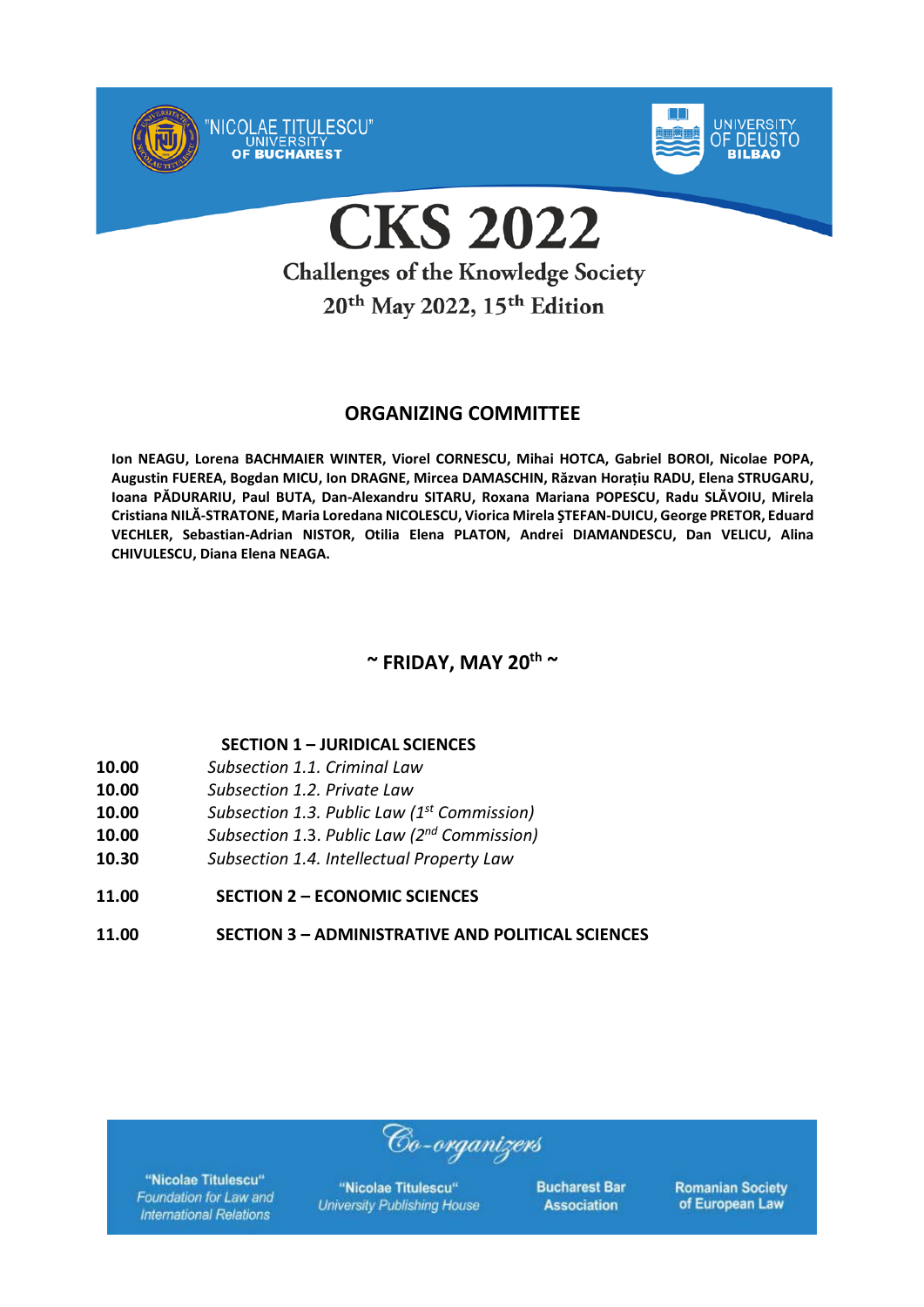"NICOLAE TITULESCU" UNIVERSITY OF BUCHAREST

UNIVERSITY OF DEUSTO BILBAO

# CKS 2022

## Challenges of the Knowledge Society

### 20th May 2022, 15th Edition

## ORGANIZING COMMITTEE

**Ion NEAGU, Lorena BACHMAIER WINTER, Viorel CORNESCU, Mihai HOTCA, Gabriel BOROI, Nicolae POPA, Augustin FUEREA, Bogdan MICU, Ion DRAGNE, Mircea DAMASCHIN, Răzvan Horațiu RADU, Elena STRUGARU, Ioana PĂDURARIU, Paul BUTA, Dan-Alexandru SITARU, Roxana Mariana POPESCU, Radu SLĂVOIU, Mirela Cristiana NILĂ-STRATONE, Maria Loredana NICOLESCU, Viorica Mirela ŞTEFAN-DUICU, George PRETOR, Eduard VECHLER, Sebastian-Adrian NISTOR, Otilia Elena PLATON, Andrei DIAMANDESCU, Dan VELICU, Alina CHIVULESCU, Diana Elena NEAGA.**

## ~ FRIDAY, MAY 20th ~

**SECTION 1 – JURIDICAL SCIENCES**

**10.00** *Subsection 1.1. Criminal Law*

**10.00** *Subsection 1.2. Private Law*

**10.00** *Subsection 1.3. Public Law (1st Commission)*

**10.00** *Subsection 1.3. Public Law (2nd Commission)*

**10.30** *Subsection 1.4. Intellectual Property Law*

**11.00** **SECTION 2 – ECONOMIC SCIENCES**

**11.00** **SECTION 3 – ADMINISTRATIVE AND POLITICAL SCIENCES**

*Co-organizers*

"Nicolae Titulescu" *Foundation for Law and International Relations*

"Nicolae Titulescu" *University Publishing House*

Bucharest Bar Association

Romanian Society of European Law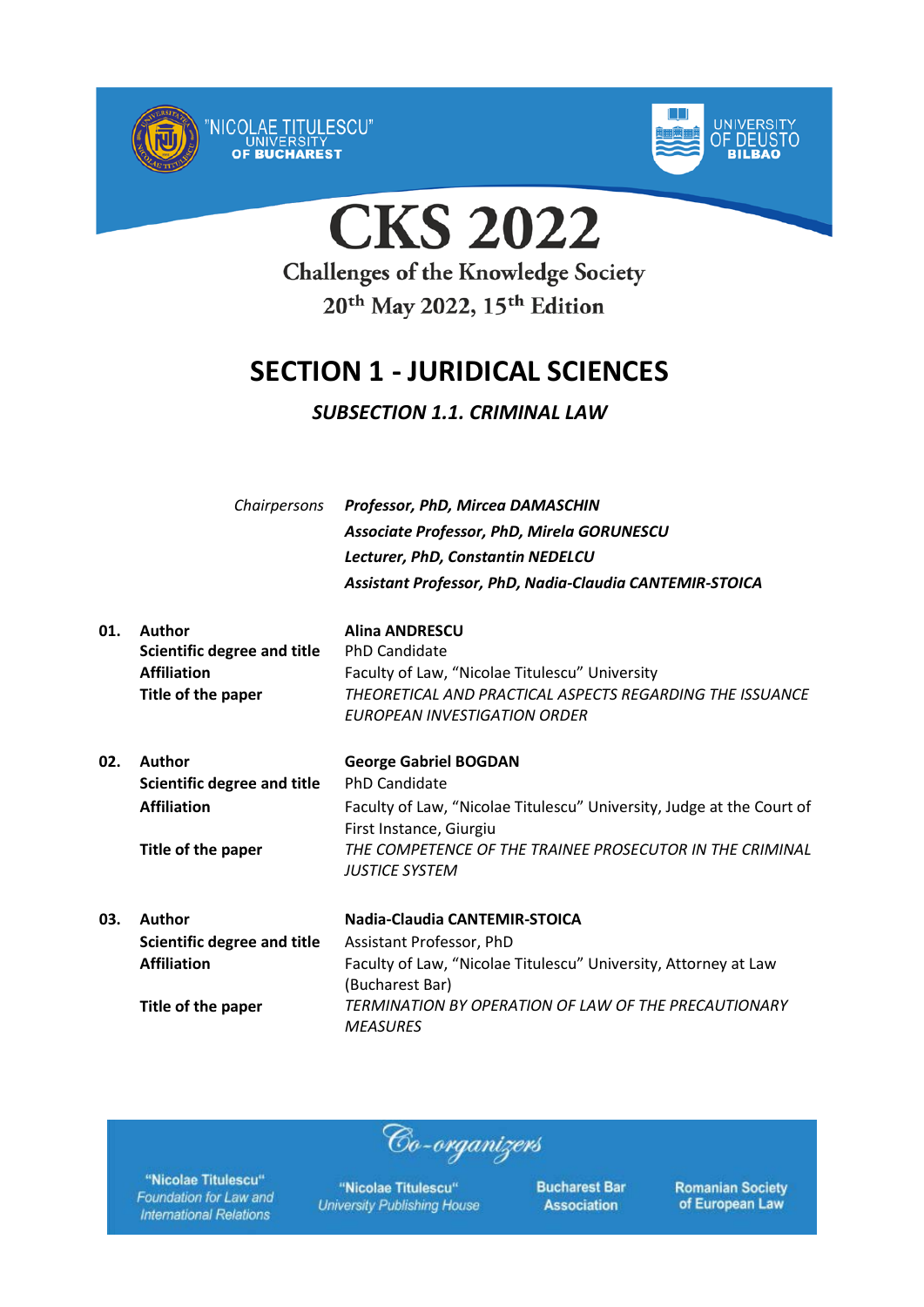"NICOLAE TITULESCU" UNIVERSITY OF BUCHAREST

UNIVERSITY OF DEUSTO BILBAO

# CKS 2022

Challenges of the Knowledge Society

20th May 2022, 15th Edition

## SECTION 1 - JURIDICAL SCIENCES

### *SUBSECTION 1.1. CRIMINAL LAW*

| | | |
|---|---|---|
| | *Chairpersons* | ***Professor, PhD, Mircea DAMASCHIN*** |
| | | ***Associate Professor, PhD, Mirela GORUNESCU*** |
| | | ***Lecturer, PhD, Constantin NEDELCU*** |
| | | ***Assistant Professor, PhD, Nadia-Claudia CANTEMIR-STOICA*** |
| **01.** | **Author** | **Alina ANDRESCU** |
| | **Scientific degree and title** | PhD Candidate |
| | **Affiliation** | Faculty of Law, "Nicolae Titulescu" University |
| | **Title of the paper** | *THEORETICAL AND PRACTICAL ASPECTS REGARDING THE ISSUANCE EUROPEAN INVESTIGATION ORDER* |
| **02.** | **Author** | **George Gabriel BOGDAN** |
| | **Scientific degree and title** | PhD Candidate |
| | **Affiliation** | Faculty of Law, "Nicolae Titulescu" University, Judge at the Court of First Instance, Giurgiu |
| | **Title of the paper** | *THE COMPETENCE OF THE TRAINEE PROSECUTOR IN THE CRIMINAL JUSTICE SYSTEM* |
| **03.** | **Author** | **Nadia-Claudia CANTEMIR-STOICA** |
| | **Scientific degree and title** | Assistant Professor, PhD |
| | **Affiliation** | Faculty of Law, "Nicolae Titulescu" University, Attorney at Law (Bucharest Bar) |
| | **Title of the paper** | *TERMINATION BY OPERATION OF LAW OF THE PRECAUTIONARY MEASURES* |

*Co-organizers*

"Nicolae Titulescu" Foundation for Law and International Relations

"Nicolae Titulescu" University Publishing House

Bucharest Bar Association

Romanian Society of European Law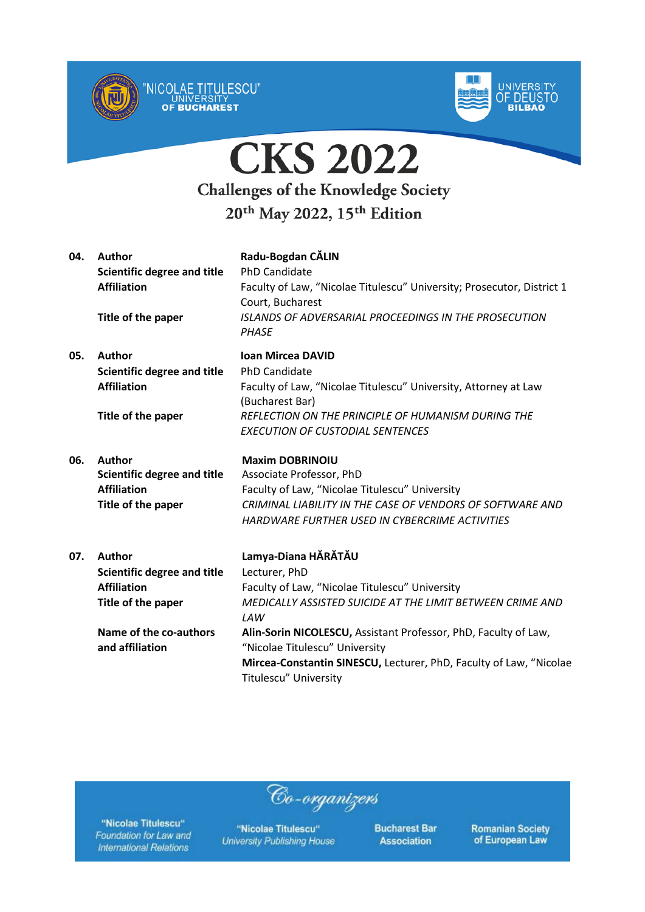# CKS 2022

## Challenges of the Knowledge Society

**20th May 2022, 15th Edition**

| | | |
|---|---|---|
| **04.** | **Author** | **Radu-Bogdan CĂLIN** |
| | **Scientific degree and title** | PhD Candidate |
| | **Affiliation** | Faculty of Law, "Nicolae Titulescu" University; Prosecutor, District 1 Court, Bucharest |
| | **Title of the paper** | *ISLANDS OF ADVERSARIAL PROCEEDINGS IN THE PROSECUTION PHASE* |
| **05.** | **Author** | **Ioan Mircea DAVID** |
| | **Scientific degree and title** | PhD Candidate |
| | **Affiliation** | Faculty of Law, "Nicolae Titulescu" University, Attorney at Law (Bucharest Bar) |
| | **Title of the paper** | *REFLECTION ON THE PRINCIPLE OF HUMANISM DURING THE EXECUTION OF CUSTODIAL SENTENCES* |
| **06.** | **Author** | **Maxim DOBRINOIU** |
| | **Scientific degree and title** | Associate Professor, PhD |
| | **Affiliation** | Faculty of Law, "Nicolae Titulescu" University |
| | **Title of the paper** | *CRIMINAL LIABILITY IN THE CASE OF VENDORS OF SOFTWARE AND HARDWARE FURTHER USED IN CYBERCRIME ACTIVITIES* |
| **07.** | **Author** | **Lamya-Diana HĂRĂTĂU** |
| | **Scientific degree and title** | Lecturer, PhD |
| | **Affiliation** | Faculty of Law, "Nicolae Titulescu" University |
| | **Title of the paper** | *MEDICALLY ASSISTED SUICIDE AT THE LIMIT BETWEEN CRIME AND LAW* |
| | **Name of the co-authors and affiliation** | **Alin-Sorin NICOLESCU,** Assistant Professor, PhD, Faculty of Law, "Nicolae Titulescu" University; **Mircea-Constantin SINESCU,** Lecturer, PhD, Faculty of Law, "Nicolae Titulescu" University |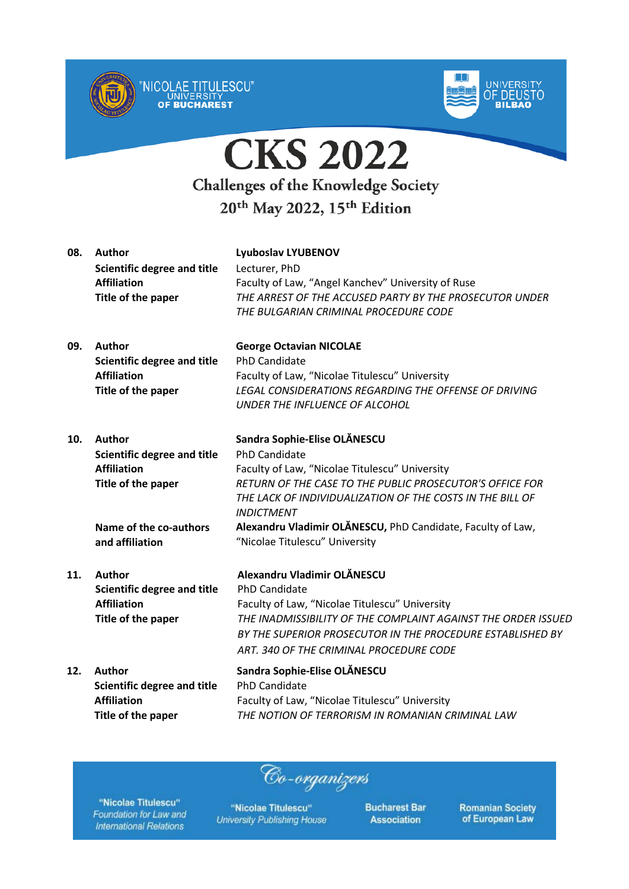| No. | Field | Details |
|---|---|---|
| 08. | **Author** | **Lyuboslav LYUBENOV** |
| | **Scientific degree and title** | Lecturer, PhD |
| | **Affiliation** | Faculty of Law, "Angel Kanchev" University of Ruse |
| | **Title of the paper** | *THE ARREST OF THE ACCUSED PARTY BY THE PROSECUTOR UNDER THE BULGARIAN CRIMINAL PROCEDURE CODE* |
| 09. | **Author** | **George Octavian NICOLAE** |
| | **Scientific degree and title** | PhD Candidate |
| | **Affiliation** | Faculty of Law, "Nicolae Titulescu" University |
| | **Title of the paper** | *LEGAL CONSIDERATIONS REGARDING THE OFFENSE OF DRIVING UNDER THE INFLUENCE OF ALCOHOL* |
| 10. | **Author** | **Sandra Sophie-Elise OLĂNESCU** |
| | **Scientific degree and title** | PhD Candidate |
| | **Affiliation** | Faculty of Law, "Nicolae Titulescu" University |
| | **Title of the paper** | *RETURN OF THE CASE TO THE PUBLIC PROSECUTOR'S OFFICE FOR THE LACK OF INDIVIDUALIZATION OF THE COSTS IN THE BILL OF INDICTMENT* |
| | **Name of the co-authors and affiliation** | **Alexandru Vladimir OLĂNESCU,** PhD Candidate, Faculty of Law, "Nicolae Titulescu" University |
| 11. | **Author** | **Alexandru Vladimir OLĂNESCU** |
| | **Scientific degree and title** | PhD Candidate |
| | **Affiliation** | Faculty of Law, "Nicolae Titulescu" University |
| | **Title of the paper** | *THE INADMISSIBILITY OF THE COMPLAINT AGAINST THE ORDER ISSUED BY THE SUPERIOR PROSECUTOR IN THE PROCEDURE ESTABLISHED BY ART. 340 OF THE CRIMINAL PROCEDURE CODE* |
| 12. | **Author** | **Sandra Sophie-Elise OLĂNESCU** |
| | **Scientific degree and title** | PhD Candidate |
| | **Affiliation** | Faculty of Law, "Nicolae Titulescu" University |
| | **Title of the paper** | *THE NOTION OF TERRORISM IN ROMANIAN CRIMINAL LAW* |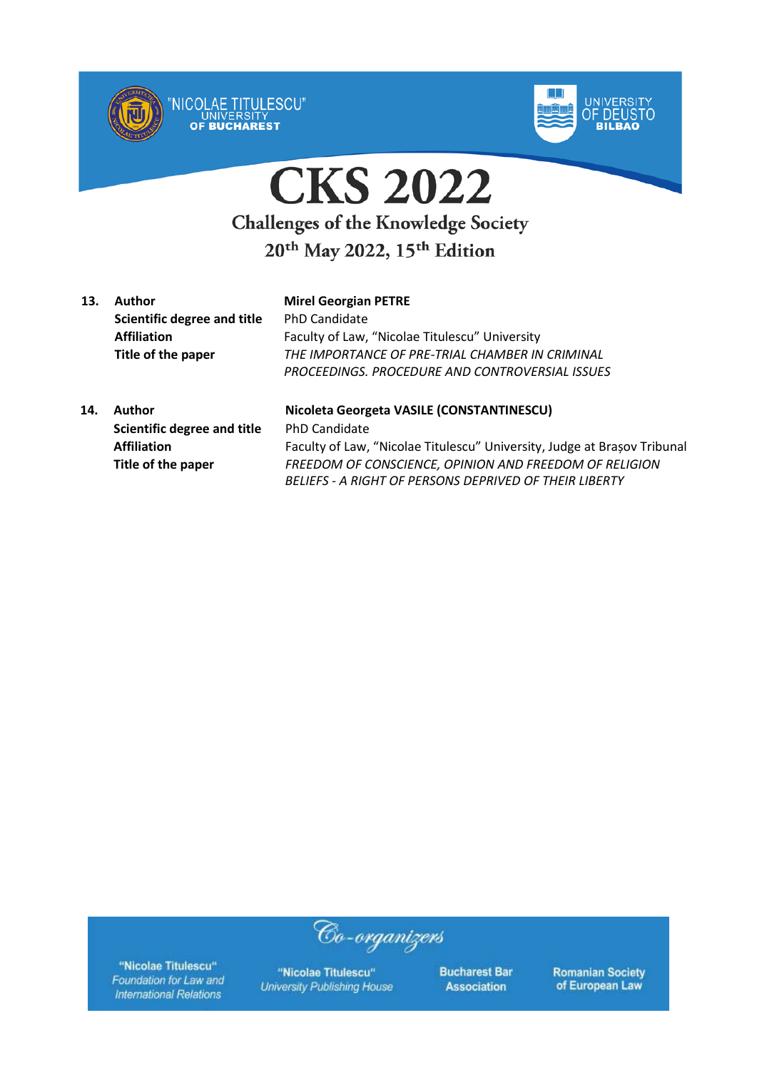# CKS 2022

## Challenges of the Knowledge Society

### 20th May 2022, 15th Edition

| | | |
|---|---|---|
| **13.** | **Author** | **Mirel Georgian PETRE** |
| | **Scientific degree and title** | PhD Candidate |
| | **Affiliation** | Faculty of Law, "Nicolae Titulescu" University |
| | **Title of the paper** | *THE IMPORTANCE OF PRE-TRIAL CHAMBER IN CRIMINAL PROCEEDINGS. PROCEDURE AND CONTROVERSIAL ISSUES* |
| **14.** | **Author** | **Nicoleta Georgeta VASILE (CONSTANTINESCU)** |
| | **Scientific degree and title** | PhD Candidate |
| | **Affiliation** | Faculty of Law, "Nicolae Titulescu" University, Judge at Brașov Tribunal |
| | **Title of the paper** | *FREEDOM OF CONSCIENCE, OPINION AND FREEDOM OF RELIGION BELIEFS - A RIGHT OF PERSONS DEPRIVED OF THEIR LIBERTY* |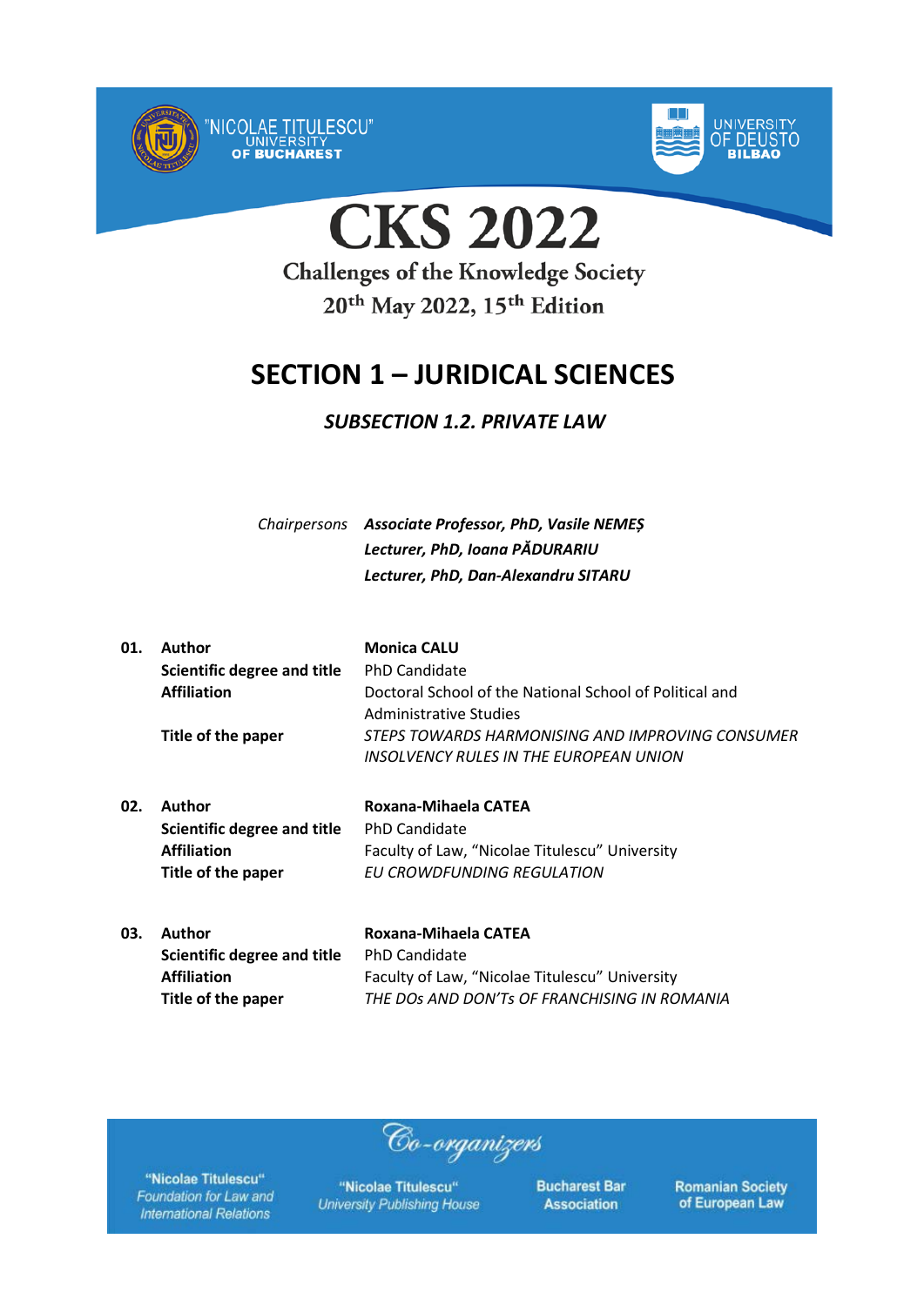"NICOLAE TITULESCU" UNIVERSITY OF BUCHAREST

UNIVERSITY OF DEUSTO BILBAO

# CKS 2022

Challenges of the Knowledge Society

20th May 2022, 15th Edition

## SECTION 1 – JURIDICAL SCIENCES

### *SUBSECTION 1.2. PRIVATE LAW*

*Chairpersons* ***Associate Professor, PhD, Vasile NEMEȘ***
***Lecturer, PhD, Ioana PĂDURARIU***
***Lecturer, PhD, Dan-Alexandru SITARU***

| | | |
|---|---|---|
| **01.** | **Author** | **Monica CALU** |
| | **Scientific degree and title** | PhD Candidate |
| | **Affiliation** | Doctoral School of the National School of Political and Administrative Studies |
| | **Title of the paper** | *STEPS TOWARDS HARMONISING AND IMPROVING CONSUMER INSOLVENCY RULES IN THE EUROPEAN UNION* |
| **02.** | **Author** | **Roxana-Mihaela CATEA** |
| | **Scientific degree and title** | PhD Candidate |
| | **Affiliation** | Faculty of Law, "Nicolae Titulescu" University |
| | **Title of the paper** | *EU CROWDFUNDING REGULATION* |
| **03.** | **Author** | **Roxana-Mihaela CATEA** |
| | **Scientific degree and title** | PhD Candidate |
| | **Affiliation** | Faculty of Law, "Nicolae Titulescu" University |
| | **Title of the paper** | *THE DOs AND DON'Ts OF FRANCHISING IN ROMANIA* |

*Co-organizers*

"Nicolae Titulescu" Foundation for Law and International Relations

"Nicolae Titulescu" University Publishing House

Bucharest Bar Association

Romanian Society of European Law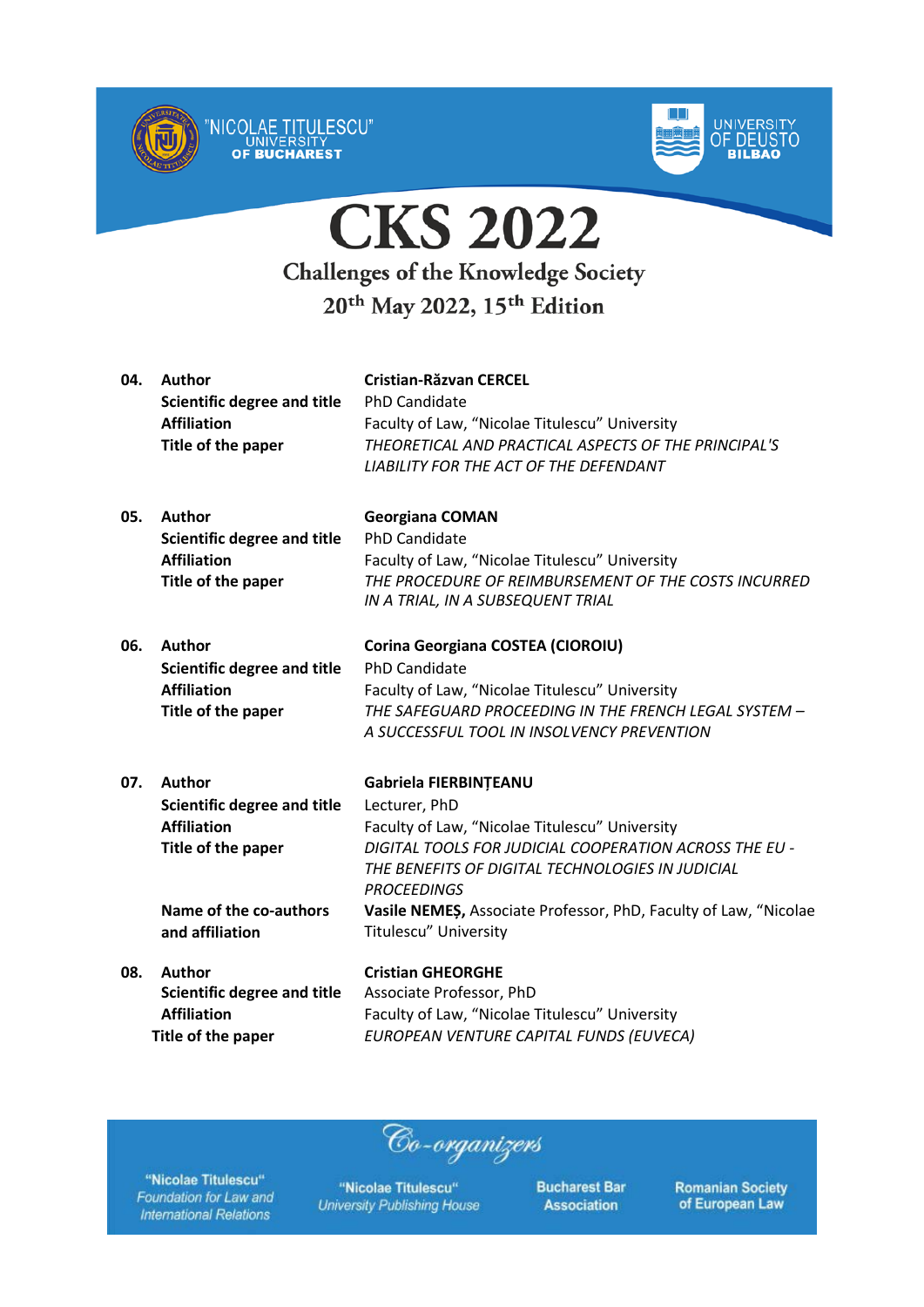# CKS 2022

## Challenges of the Knowledge Society

### 20th May 2022, 15th Edition

| | | |
|---|---|---|
| **04.** | **Author** | **Cristian-Răzvan CERCEL** |
| | **Scientific degree and title** | PhD Candidate |
| | **Affiliation** | Faculty of Law, "Nicolae Titulescu" University |
| | **Title of the paper** | *THEORETICAL AND PRACTICAL ASPECTS OF THE PRINCIPAL'S LIABILITY FOR THE ACT OF THE DEFENDANT* |
| **05.** | **Author** | **Georgiana COMAN** |
| | **Scientific degree and title** | PhD Candidate |
| | **Affiliation** | Faculty of Law, "Nicolae Titulescu" University |
| | **Title of the paper** | *THE PROCEDURE OF REIMBURSEMENT OF THE COSTS INCURRED IN A TRIAL, IN A SUBSEQUENT TRIAL* |
| **06.** | **Author** | **Corina Georgiana COSTEA (CIOROIU)** |
| | **Scientific degree and title** | PhD Candidate |
| | **Affiliation** | Faculty of Law, "Nicolae Titulescu" University |
| | **Title of the paper** | *THE SAFEGUARD PROCEEDING IN THE FRENCH LEGAL SYSTEM – A SUCCESSFUL TOOL IN INSOLVENCY PREVENTION* |
| **07.** | **Author** | **Gabriela FIERBINȚEANU** |
| | **Scientific degree and title** | Lecturer, PhD |
| | **Affiliation** | Faculty of Law, "Nicolae Titulescu" University |
| | **Title of the paper** | *DIGITAL TOOLS FOR JUDICIAL COOPERATION ACROSS THE EU - THE BENEFITS OF DIGITAL TECHNOLOGIES IN JUDICIAL PROCEEDINGS* |
| | **Name of the co-authors and affiliation** | **Vasile NEMEȘ,** Associate Professor, PhD, Faculty of Law, "Nicolae Titulescu" University |
| **08.** | **Author** | **Cristian GHEORGHE** |
| | **Scientific degree and title** | Associate Professor, PhD |
| | **Affiliation** | Faculty of Law, "Nicolae Titulescu" University |
| | **Title of the paper** | *EUROPEAN VENTURE CAPITAL FUNDS (EUVECA)* |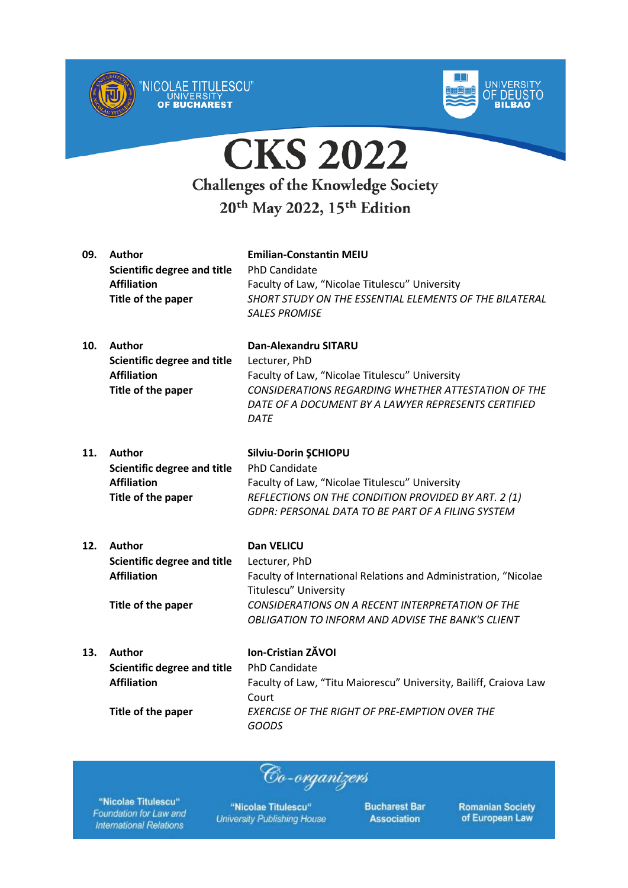"NICOLAE TITULESCU" UNIVERSITY OF BUCHAREST

UNIVERSITY OF DEUSTO BILBAO

# CKS 2022

## Challenges of the Knowledge Society

### 20th May 2022, 15th Edition

| | | |
|---|---|---|
| **09.** | **Author** | **Emilian-Constantin MEIU** |
| | **Scientific degree and title** | PhD Candidate |
| | **Affiliation** | Faculty of Law, "Nicolae Titulescu" University |
| | **Title of the paper** | *SHORT STUDY ON THE ESSENTIAL ELEMENTS OF THE BILATERAL SALES PROMISE* |
| **10.** | **Author** | **Dan-Alexandru SITARU** |
| | **Scientific degree and title** | Lecturer, PhD |
| | **Affiliation** | Faculty of Law, "Nicolae Titulescu" University |
| | **Title of the paper** | *CONSIDERATIONS REGARDING WHETHER ATTESTATION OF THE DATE OF A DOCUMENT BY A LAWYER REPRESENTS CERTIFIED DATE* |
| **11.** | **Author** | **Silviu-Dorin ŞCHIOPU** |
| | **Scientific degree and title** | PhD Candidate |
| | **Affiliation** | Faculty of Law, "Nicolae Titulescu" University |
| | **Title of the paper** | *REFLECTIONS ON THE CONDITION PROVIDED BY ART. 2 (1) GDPR: PERSONAL DATA TO BE PART OF A FILING SYSTEM* |
| **12.** | **Author** | **Dan VELICU** |
| | **Scientific degree and title** | Lecturer, PhD |
| | **Affiliation** | Faculty of International Relations and Administration, "Nicolae Titulescu" University |
| | **Title of the paper** | *CONSIDERATIONS ON A RECENT INTERPRETATION OF THE OBLIGATION TO INFORM AND ADVISE THE BANK'S CLIENT* |
| **13.** | **Author** | **Ion-Cristian ZĂVOI** |
| | **Scientific degree and title** | PhD Candidate |
| | **Affiliation** | Faculty of Law, "Titu Maiorescu" University, Bailiff, Craiova Law Court |
| | **Title of the paper** | *EXERCISE OF THE RIGHT OF PRE-EMPTION OVER THE GOODS* |

*Co-organizers*

"Nicolae Titulescu" Foundation for Law and International Relations

"Nicolae Titulescu" University Publishing House

Bucharest Bar Association

Romanian Society of European Law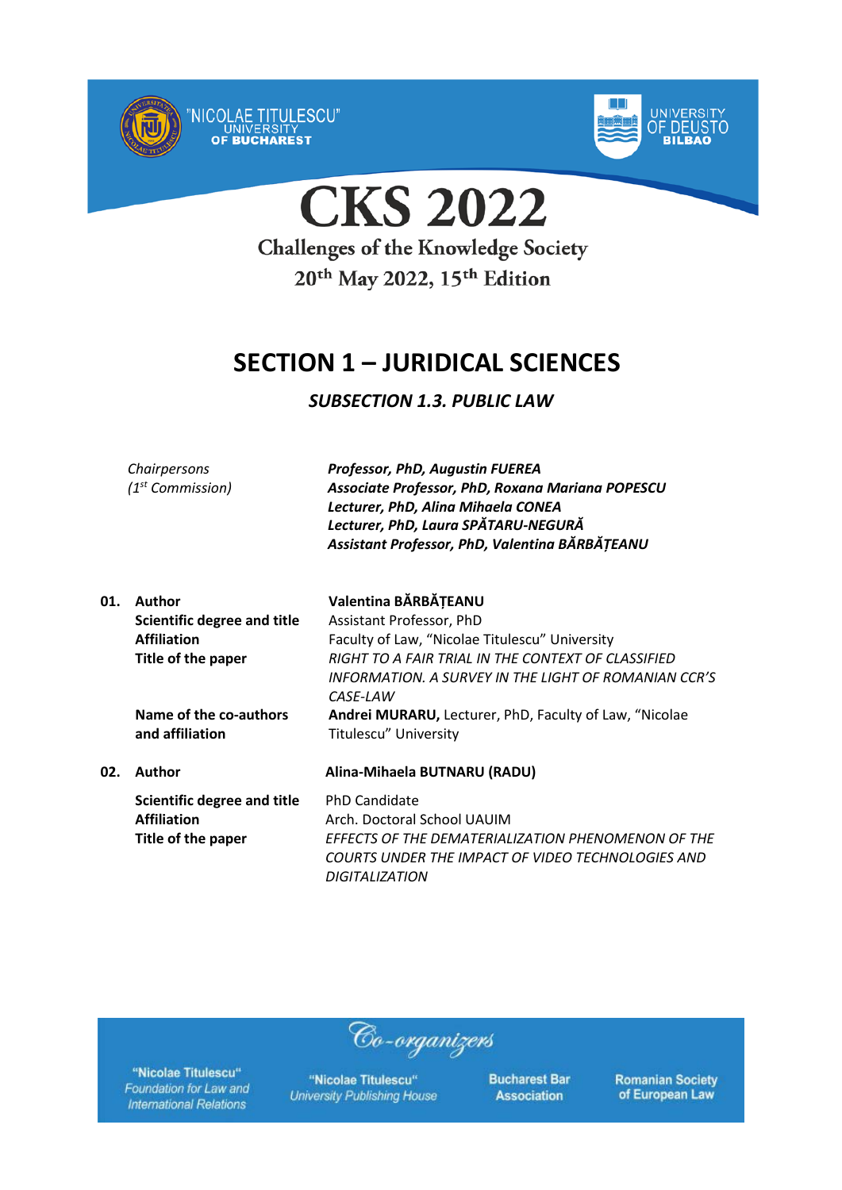"NICOLAE TITULESCU" UNIVERSITY OF BUCHAREST

UNIVERSITY OF DEUSTO BILBAO

# CKS 2022

Challenges of the Knowledge Society

20th May 2022, 15th Edition

## SECTION 1 – JURIDICAL SCIENCES

### *SUBSECTION 1.3. PUBLIC LAW*

| | |
|---|---|
| *Chairpersons (1st Commission)* | ***Professor, PhD, Augustin FUEREA*** |
| | ***Associate Professor, PhD, Roxana Mariana POPESCU*** |
| | ***Lecturer, PhD, Alina Mihaela CONEA*** |
| | ***Lecturer, PhD, Laura SPĂTARU-NEGURĂ*** |
| | ***Assistant Professor, PhD, Valentina BĂRBĂȚEANU*** |

| | | |
|---|---|---|
| **01.** | **Author** | **Valentina BĂRBĂȚEANU** |
| | **Scientific degree and title** | Assistant Professor, PhD |
| | **Affiliation** | Faculty of Law, "Nicolae Titulescu" University |
| | **Title of the paper** | *RIGHT TO A FAIR TRIAL IN THE CONTEXT OF CLASSIFIED INFORMATION. A SURVEY IN THE LIGHT OF ROMANIAN CCR'S CASE-LAW* |
| | **Name of the co-authors and affiliation** | **Andrei MURARU,** Lecturer, PhD, Faculty of Law, "Nicolae Titulescu" University |
| **02.** | **Author** | **Alina-Mihaela BUTNARU (RADU)** |
| | **Scientific degree and title** | PhD Candidate |
| | **Affiliation** | Arch. Doctoral School UAUIM |
| | **Title of the paper** | *EFFECTS OF THE DEMATERIALIZATION PHENOMENON OF THE COURTS UNDER THE IMPACT OF VIDEO TECHNOLOGIES AND DIGITALIZATION* |

*Co-organizers*

"Nicolae Titulescu" Foundation for Law and International Relations

"Nicolae Titulescu" University Publishing House

Bucharest Bar Association

Romanian Society of European Law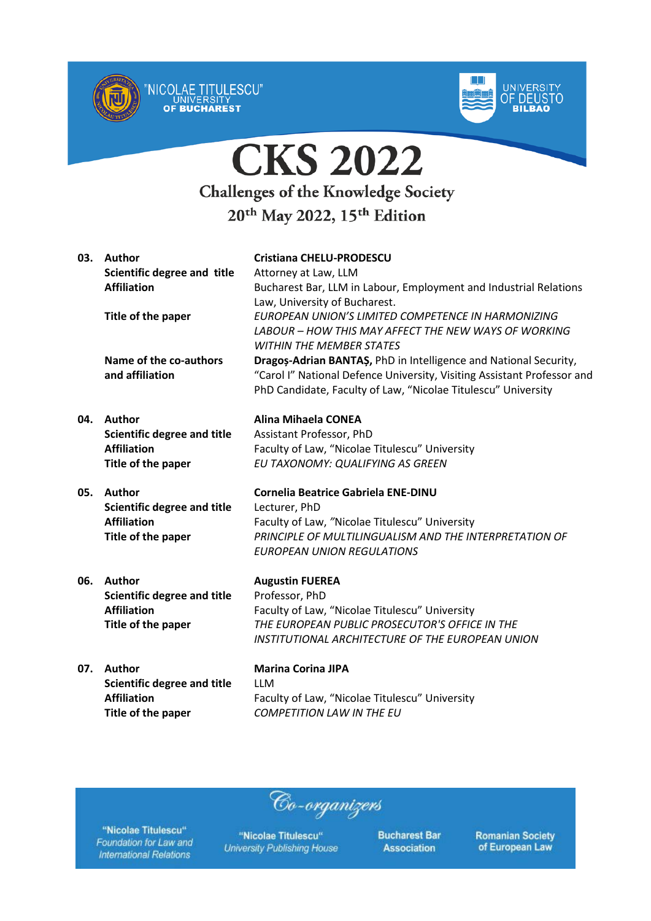"NICOLAE TITULESCU" UNIVERSITY OF BUCHAREST

UNIVERSITY OF DEUSTO BILBAO

# CKS 2022

## Challenges of the Knowledge Society

### 20th May 2022, 15th Edition

| | | |
|---|---|---|
| **03.** | **Author** | **Cristiana CHELU-PRODESCU** |
| | **Scientific degree and title** | Attorney at Law, LLM |
| | **Affiliation** | Bucharest Bar, LLM in Labour, Employment and Industrial Relations Law, University of Bucharest. |
| | **Title of the paper** | *EUROPEAN UNION'S LIMITED COMPETENCE IN HARMONIZING LABOUR – HOW THIS MAY AFFECT THE NEW WAYS OF WORKING WITHIN THE MEMBER STATES* |
| | **Name of the co-authors and affiliation** | **Dragoș-Adrian BANTAȘ,** PhD in Intelligence and National Security, "Carol I" National Defence University, Visiting Assistant Professor and PhD Candidate, Faculty of Law, "Nicolae Titulescu" University |
| **04.** | **Author** | **Alina Mihaela CONEA** |
| | **Scientific degree and title** | Assistant Professor, PhD |
| | **Affiliation** | Faculty of Law, "Nicolae Titulescu" University |
| | **Title of the paper** | *EU TAXONOMY: QUALIFYING AS GREEN* |
| **05.** | **Author** | **Cornelia Beatrice Gabriela ENE-DINU** |
| | **Scientific degree and title** | Lecturer, PhD |
| | **Affiliation** | Faculty of Law, "Nicolae Titulescu" University |
| | **Title of the paper** | *PRINCIPLE OF MULTILINGUALISM AND THE INTERPRETATION OF EUROPEAN UNION REGULATIONS* |
| **06.** | **Author** | **Augustin FUEREA** |
| | **Scientific degree and title** | Professor, PhD |
| | **Affiliation** | Faculty of Law, "Nicolae Titulescu" University |
| | **Title of the paper** | *THE EUROPEAN PUBLIC PROSECUTOR'S OFFICE IN THE INSTITUTIONAL ARCHITECTURE OF THE EUROPEAN UNION* |
| **07.** | **Author** | **Marina Corina JIPA** |
| | **Scientific degree and title** | LLM |
| | **Affiliation** | Faculty of Law, "Nicolae Titulescu" University |
| | **Title of the paper** | *COMPETITION LAW IN THE EU* |

*Co-organizers*

"Nicolae Titulescu" *Foundation for Law and International Relations*

"Nicolae Titulescu" *University Publishing House*

Bucharest Bar Association

Romanian Society of European Law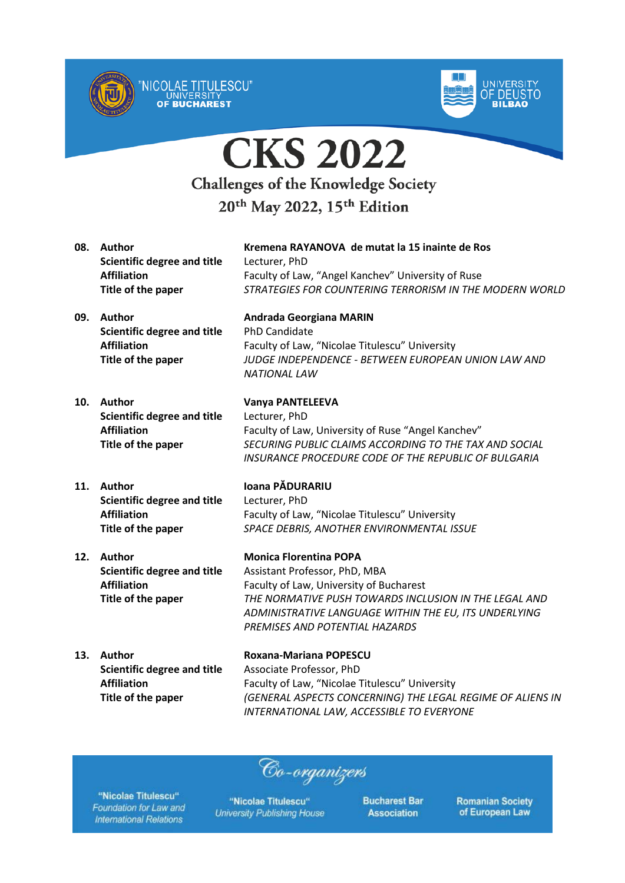# CKS 2022

## Challenges of the Knowledge Society

### 20th May 2022, 15th Edition

| No. | Field | Details |
|---|---|---|
| 08. | **Author** | **Kremena RAYANOVA de mutat la 15 inainte de Ros** |
| | **Scientific degree and title** | Lecturer, PhD |
| | **Affiliation** | Faculty of Law, "Angel Kanchev" University of Ruse |
| | **Title of the paper** | *STRATEGIES FOR COUNTERING TERRORISM IN THE MODERN WORLD* |
| 09. | **Author** | **Andrada Georgiana MARIN** |
| | **Scientific degree and title** | PhD Candidate |
| | **Affiliation** | Faculty of Law, "Nicolae Titulescu" University |
| | **Title of the paper** | *JUDGE INDEPENDENCE - BETWEEN EUROPEAN UNION LAW AND NATIONAL LAW* |
| 10. | **Author** | **Vanya PANTELEEVA** |
| | **Scientific degree and title** | Lecturer, PhD |
| | **Affiliation** | Faculty of Law, University of Ruse "Angel Kanchev" |
| | **Title of the paper** | *SECURING PUBLIC CLAIMS ACCORDING TO THE TAX AND SOCIAL INSURANCE PROCEDURE CODE OF THE REPUBLIC OF BULGARIA* |
| 11. | **Author** | **Ioana PĂDURARIU** |
| | **Scientific degree and title** | Lecturer, PhD |
| | **Affiliation** | Faculty of Law, "Nicolae Titulescu" University |
| | **Title of the paper** | *SPACE DEBRIS, ANOTHER ENVIRONMENTAL ISSUE* |
| 12. | **Author** | **Monica Florentina POPA** |
| | **Scientific degree and title** | Assistant Professor, PhD, MBA |
| | **Affiliation** | Faculty of Law, University of Bucharest |
| | **Title of the paper** | *THE NORMATIVE PUSH TOWARDS INCLUSION IN THE LEGAL AND ADMINISTRATIVE LANGUAGE WITHIN THE EU, ITS UNDERLYING PREMISES AND POTENTIAL HAZARDS* |
| 13. | **Author** | **Roxana-Mariana POPESCU** |
| | **Scientific degree and title** | Associate Professor, PhD |
| | **Affiliation** | Faculty of Law, "Nicolae Titulescu" University |
| | **Title of the paper** | *(GENERAL ASPECTS CONCERNING) THE LEGAL REGIME OF ALIENS IN INTERNATIONAL LAW, ACCESSIBLE TO EVERYONE* |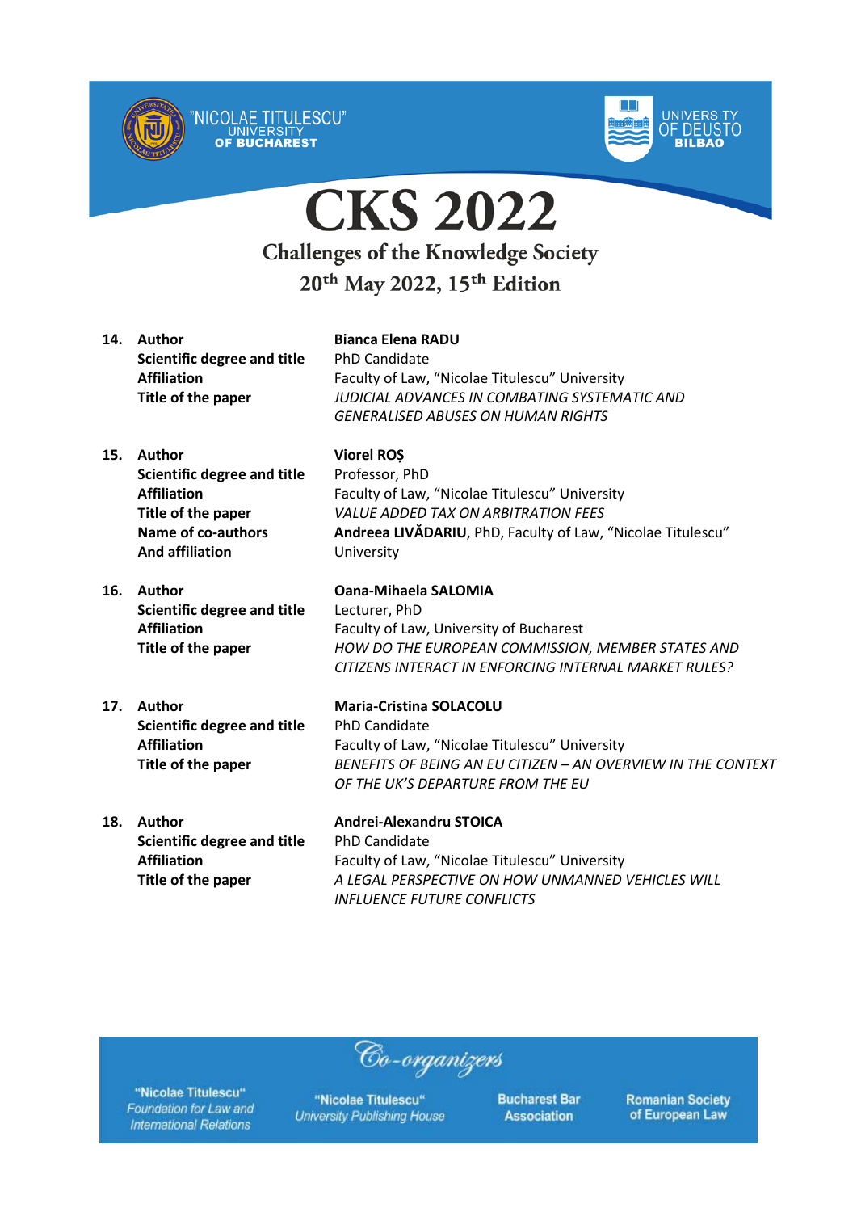14. **Author** **Bianca Elena RADU**
    **Scientific degree and title** PhD Candidate
    **Affiliation** Faculty of Law, "Nicolae Titulescu" University
    **Title of the paper** *JUDICIAL ADVANCES IN COMBATING SYSTEMATIC AND GENERALISED ABUSES ON HUMAN RIGHTS*

15. **Author** **Viorel ROȘ**
    **Scientific degree and title** Professor, PhD
    **Affiliation** Faculty of Law, "Nicolae Titulescu" University
    **Title of the paper** *VALUE ADDED TAX ON ARBITRATION FEES*
    **Name of co-authors And affiliation** **Andreea LIVĂDARIU**, PhD, Faculty of Law, "Nicolae Titulescu" University

16. **Author** **Oana-Mihaela SALOMIA**
    **Scientific degree and title** Lecturer, PhD
    **Affiliation** Faculty of Law, University of Bucharest
    **Title of the paper** *HOW DO THE EUROPEAN COMMISSION, MEMBER STATES AND CITIZENS INTERACT IN ENFORCING INTERNAL MARKET RULES?*

17. **Author** **Maria-Cristina SOLACOLU**
    **Scientific degree and title** PhD Candidate
    **Affiliation** Faculty of Law, "Nicolae Titulescu" University
    **Title of the paper** *BENEFITS OF BEING AN EU CITIZEN – AN OVERVIEW IN THE CONTEXT OF THE UK'S DEPARTURE FROM THE EU*

18. **Author** **Andrei-Alexandru STOICA**
    **Scientific degree and title** PhD Candidate
    **Affiliation** Faculty of Law, "Nicolae Titulescu" University
    **Title of the paper** *A LEGAL PERSPECTIVE ON HOW UNMANNED VEHICLES WILL INFLUENCE FUTURE CONFLICTS*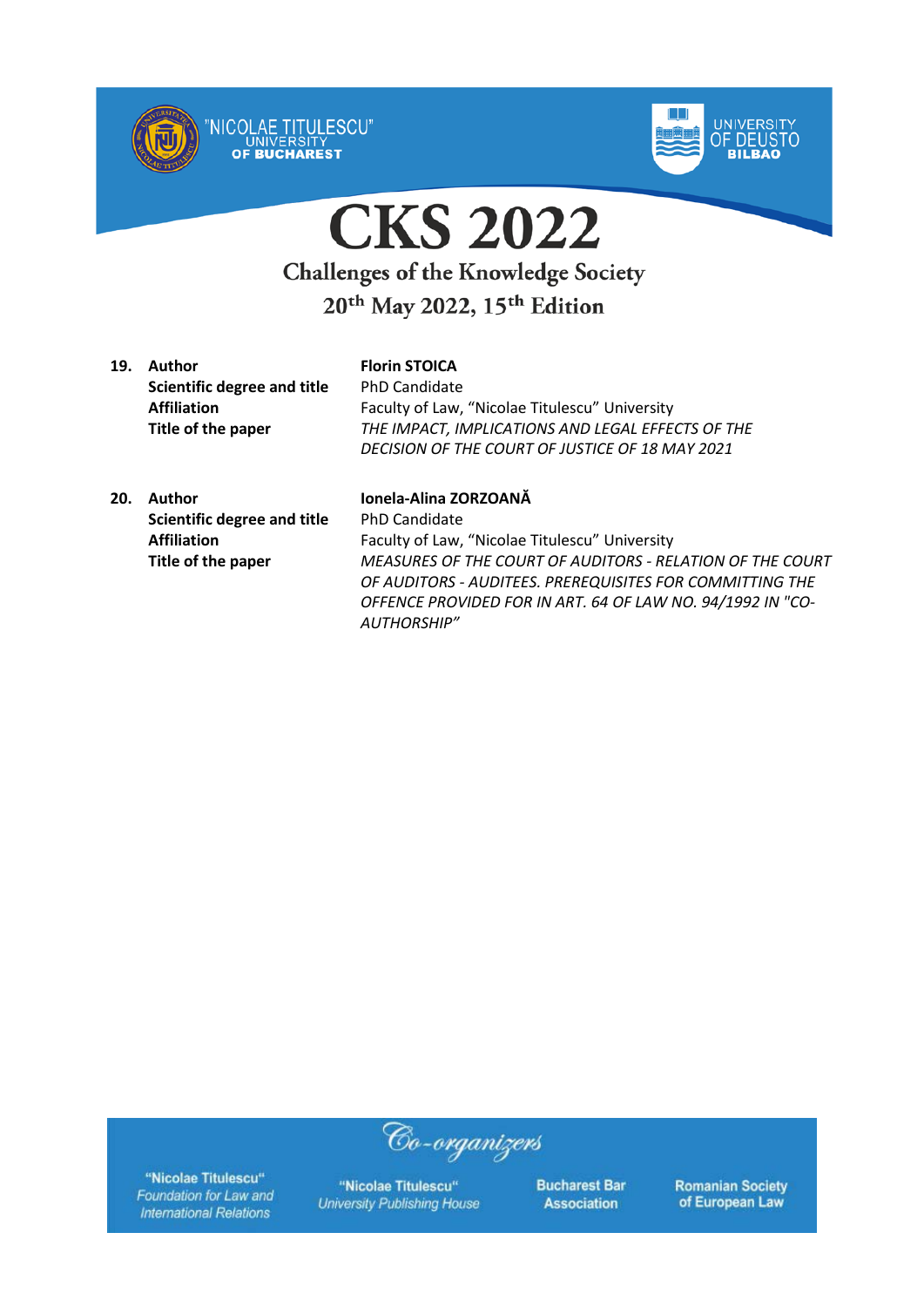| | | |
|---|---|---|
| **19.** | **Author** | **Florin STOICA** |
| | **Scientific degree and title** | PhD Candidate |
| | **Affiliation** | Faculty of Law, "Nicolae Titulescu" University |
| | **Title of the paper** | *THE IMPACT, IMPLICATIONS AND LEGAL EFFECTS OF THE DECISION OF THE COURT OF JUSTICE OF 18 MAY 2021* |
| **20.** | **Author** | **Ionela-Alina ZORZOANĂ** |
| | **Scientific degree and title** | PhD Candidate |
| | **Affiliation** | Faculty of Law, "Nicolae Titulescu" University |
| | **Title of the paper** | *MEASURES OF THE COURT OF AUDITORS - RELATION OF THE COURT OF AUDITORS - AUDITEES. PREREQUISITES FOR COMMITTING THE OFFENCE PROVIDED FOR IN ART. 64 OF LAW NO. 94/1992 IN "CO-AUTHORSHIP"* |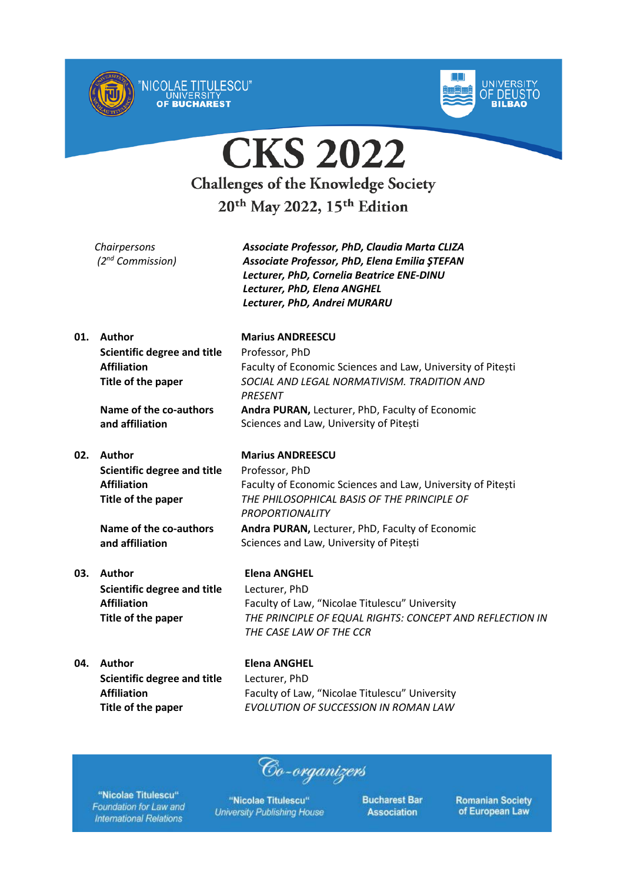"NICOLAE TITULESCU" UNIVERSITY OF BUCHAREST

UNIVERSITY OF DEUSTO BILBAO

# CKS 2022

## Challenges of the Knowledge Society

### 20th May 2022, 15th Edition

| | |
|---|---|
| *Chairpersons (2nd Commission)* | ***Associate Professor, PhD, Claudia Marta CLIZA*** |
| | ***Associate Professor, PhD, Elena Emilia ŞTEFAN*** |
| | ***Lecturer, PhD, Cornelia Beatrice ENE-DINU*** |
| | ***Lecturer, PhD, Elena ANGHEL*** |
| | ***Lecturer, PhD, Andrei MURARU*** |

**01.**

| | |
|---|---|
| **Author** | **Marius ANDREESCU** |
| **Scientific degree and title** | Professor, PhD |
| **Affiliation** | Faculty of Economic Sciences and Law, University of Pitești |
| **Title of the paper** | *SOCIAL AND LEGAL NORMATIVISM. TRADITION AND PRESENT* |
| **Name of the co-authors and affiliation** | **Andra PURAN,** Lecturer, PhD, Faculty of Economic Sciences and Law, University of Pitești |

**02.**

| | |
|---|---|
| **Author** | **Marius ANDREESCU** |
| **Scientific degree and title** | Professor, PhD |
| **Affiliation** | Faculty of Economic Sciences and Law, University of Pitești |
| **Title of the paper** | *THE PHILOSOPHICAL BASIS OF THE PRINCIPLE OF PROPORTIONALITY* |
| **Name of the co-authors and affiliation** | **Andra PURAN,** Lecturer, PhD, Faculty of Economic Sciences and Law, University of Pitești |

**03.**

| | |
|---|---|
| **Author** | **Elena ANGHEL** |
| **Scientific degree and title** | Lecturer, PhD |
| **Affiliation** | Faculty of Law, "Nicolae Titulescu" University |
| **Title of the paper** | *THE PRINCIPLE OF EQUAL RIGHTS: CONCEPT AND REFLECTION IN THE CASE LAW OF THE CCR* |

**04.**

| | |
|---|---|
| **Author** | **Elena ANGHEL** |
| **Scientific degree and title** | Lecturer, PhD |
| **Affiliation** | Faculty of Law, "Nicolae Titulescu" University |
| **Title of the paper** | *EVOLUTION OF SUCCESSION IN ROMAN LAW* |

*Co-organizers*

"Nicolae Titulescu" Foundation for Law and International Relations | "Nicolae Titulescu" University Publishing House | Bucharest Bar Association | Romanian Society of European Law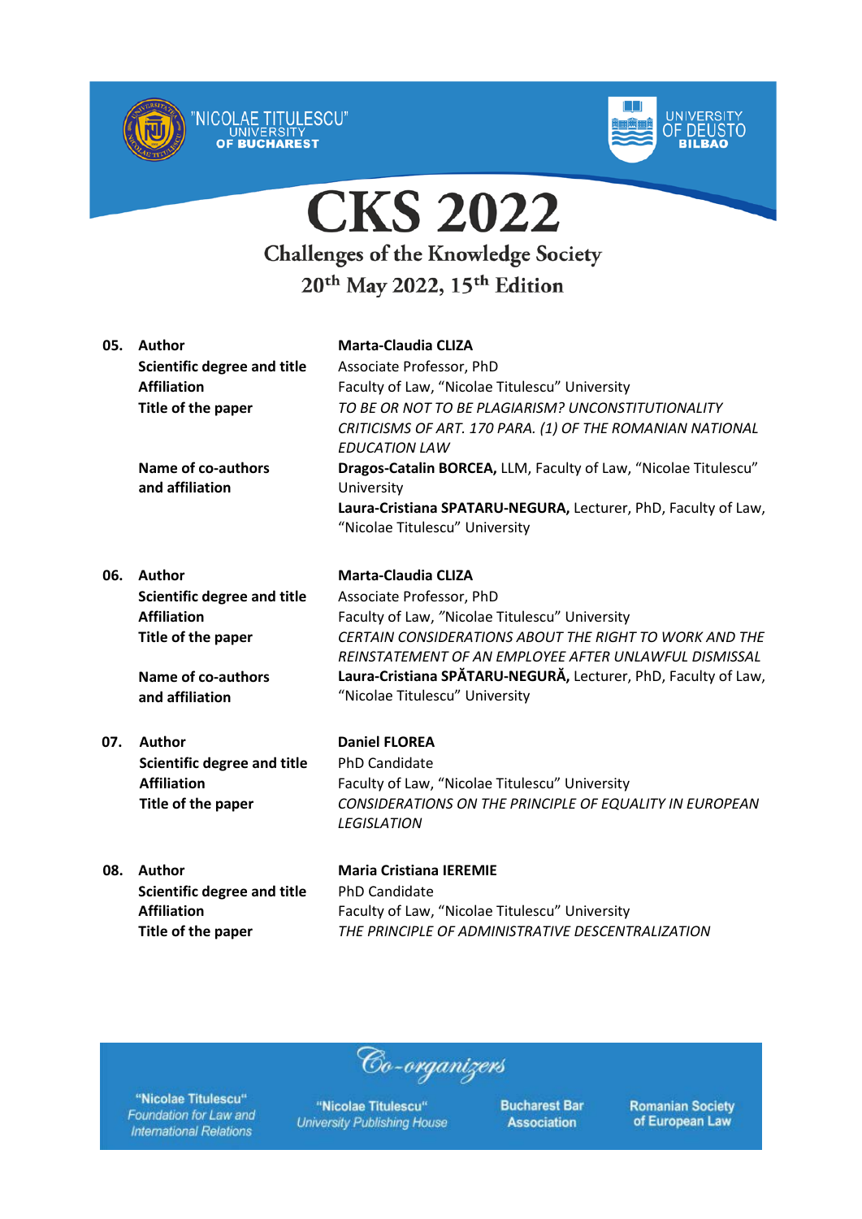| | | |
|---|---|---|
| 05. | **Author** | **Marta-Claudia CLIZA** |
| | **Scientific degree and title** | Associate Professor, PhD |
| | **Affiliation** | Faculty of Law, "Nicolae Titulescu" University |
| | **Title of the paper** | *TO BE OR NOT TO BE PLAGIARISM? UNCONSTITUTIONALITY CRITICISMS OF ART. 170 PARA. (1) OF THE ROMANIAN NATIONAL EDUCATION LAW* |
| | **Name of co-authors and affiliation** | **Dragos-Catalin BORCEA,** LLM, Faculty of Law, "Nicolae Titulescu" University<br>**Laura-Cristiana SPATARU-NEGURA,** Lecturer, PhD, Faculty of Law, "Nicolae Titulescu" University |
| 06. | **Author** | **Marta-Claudia CLIZA** |
| | **Scientific degree and title** | Associate Professor, PhD |
| | **Affiliation** | Faculty of Law, "Nicolae Titulescu" University |
| | **Title of the paper** | *CERTAIN CONSIDERATIONS ABOUT THE RIGHT TO WORK AND THE REINSTATEMENT OF AN EMPLOYEE AFTER UNLAWFUL DISMISSAL* |
| | **Name of co-authors and affiliation** | **Laura-Cristiana SPĂTARU-NEGURĂ,** Lecturer, PhD, Faculty of Law, "Nicolae Titulescu" University |
| 07. | **Author** | **Daniel FLOREA** |
| | **Scientific degree and title** | PhD Candidate |
| | **Affiliation** | Faculty of Law, "Nicolae Titulescu" University |
| | **Title of the paper** | *CONSIDERATIONS ON THE PRINCIPLE OF EQUALITY IN EUROPEAN LEGISLATION* |
| 08. | **Author** | **Maria Cristiana IEREMIE** |
| | **Scientific degree and title** | PhD Candidate |
| | **Affiliation** | Faculty of Law, "Nicolae Titulescu" University |
| | **Title of the paper** | *THE PRINCIPLE OF ADMINISTRATIVE DESCENTRALIZATION* |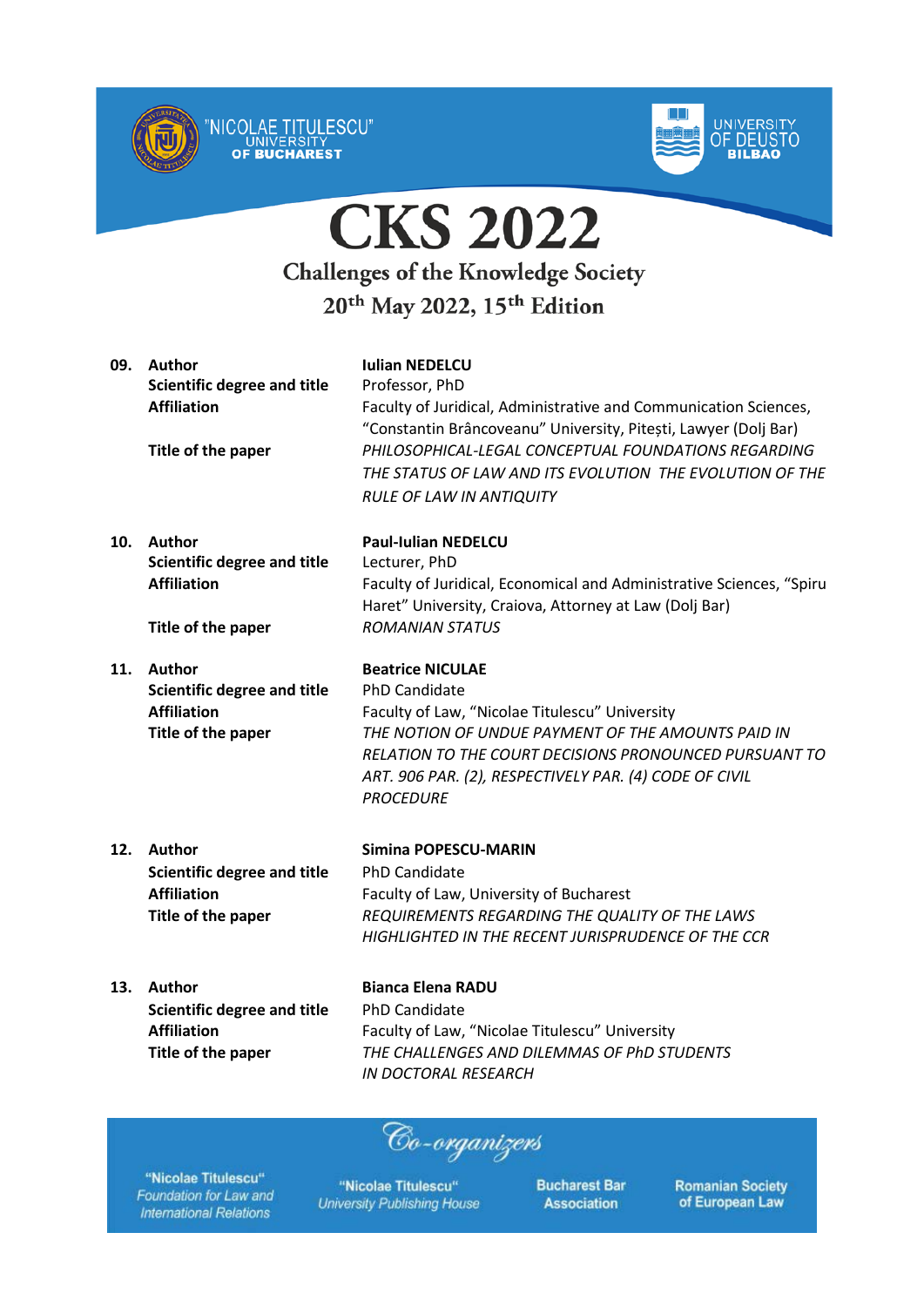# CKS 2022

## Challenges of the Knowledge Society

### 20th May 2022, 15th Edition

| | | |
|---|---|---|
| 09. | **Author** | **Iulian NEDELCU** |
| | **Scientific degree and title** | Professor, PhD |
| | **Affiliation** | Faculty of Juridical, Administrative and Communication Sciences, "Constantin Brâncoveanu" University, Pitești, Lawyer (Dolj Bar) |
| | **Title of the paper** | *PHILOSOPHICAL-LEGAL CONCEPTUAL FOUNDATIONS REGARDING THE STATUS OF LAW AND ITS EVOLUTION THE EVOLUTION OF THE RULE OF LAW IN ANTIQUITY* |
| 10. | **Author** | **Paul-Iulian NEDELCU** |
| | **Scientific degree and title** | Lecturer, PhD |
| | **Affiliation** | Faculty of Juridical, Economical and Administrative Sciences, "Spiru Haret" University, Craiova, Attorney at Law (Dolj Bar) |
| | **Title of the paper** | *ROMANIAN STATUS* |
| 11. | **Author** | **Beatrice NICULAE** |
| | **Scientific degree and title** | PhD Candidate |
| | **Affiliation** | Faculty of Law, "Nicolae Titulescu" University |
| | **Title of the paper** | *THE NOTION OF UNDUE PAYMENT OF THE AMOUNTS PAID IN RELATION TO THE COURT DECISIONS PRONOUNCED PURSUANT TO ART. 906 PAR. (2), RESPECTIVELY PAR. (4) CODE OF CIVIL PROCEDURE* |
| 12. | **Author** | **Simina POPESCU-MARIN** |
| | **Scientific degree and title** | PhD Candidate |
| | **Affiliation** | Faculty of Law, University of Bucharest |
| | **Title of the paper** | *REQUIREMENTS REGARDING THE QUALITY OF THE LAWS HIGHLIGHTED IN THE RECENT JURISPRUDENCE OF THE CCR* |
| 13. | **Author** | **Bianca Elena RADU** |
| | **Scientific degree and title** | PhD Candidate |
| | **Affiliation** | Faculty of Law, "Nicolae Titulescu" University |
| | **Title of the paper** | *THE CHALLENGES AND DILEMMAS OF PhD STUDENTS IN DOCTORAL RESEARCH* |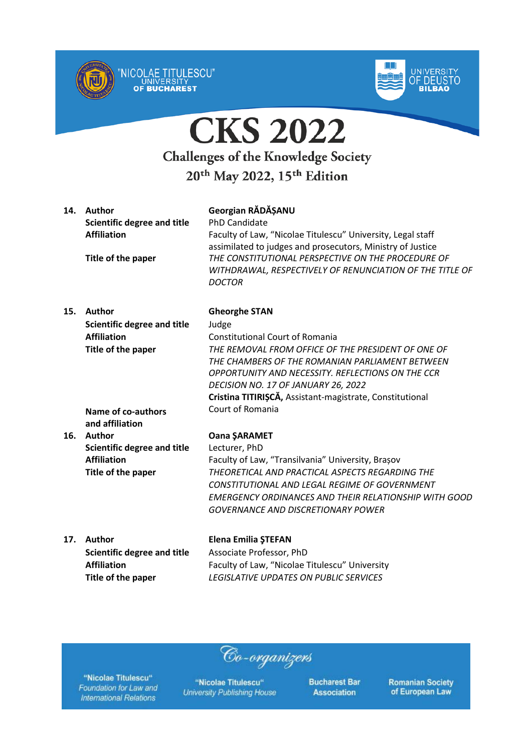| | | |
|---|---|---|
| **14.** | **Author** | **Georgian RĂDĂȘANU** |
| | **Scientific degree and title** | PhD Candidate |
| | **Affiliation** | Faculty of Law, "Nicolae Titulescu" University, Legal staff assimilated to judges and prosecutors, Ministry of Justice |
| | **Title of the paper** | *THE CONSTITUTIONAL PERSPECTIVE ON THE PROCEDURE OF WITHDRAWAL, RESPECTIVELY OF RENUNCIATION OF THE TITLE OF DOCTOR* |
| **15.** | **Author** | **Gheorghe STAN** |
| | **Scientific degree and title** | Judge |
| | **Affiliation** | Constitutional Court of Romania |
| | **Title of the paper** | *THE REMOVAL FROM OFFICE OF THE PRESIDENT OF ONE OF THE CHAMBERS OF THE ROMANIAN PARLIAMENT BETWEEN OPPORTUNITY AND NECESSITY. REFLECTIONS ON THE CCR DECISION NO. 17 OF JANUARY 26, 2022* |
| | **Name of co-authors and affiliation** | **Cristina TITIRIȘCĂ,** Assistant-magistrate, Constitutional Court of Romania |
| **16.** | **Author** | **Oana ŞARAMET** |
| | **Scientific degree and title** | Lecturer, PhD |
| | **Affiliation** | Faculty of Law, "Transilvania" University, Brașov |
| | **Title of the paper** | *THEORETICAL AND PRACTICAL ASPECTS REGARDING THE CONSTITUTIONAL AND LEGAL REGIME OF GOVERNMENT EMERGENCY ORDINANCES AND THEIR RELATIONSHIP WITH GOOD GOVERNANCE AND DISCRETIONARY POWER* |
| **17.** | **Author** | **Elena Emilia ŞTEFAN** |
| | **Scientific degree and title** | Associate Professor, PhD |
| | **Affiliation** | Faculty of Law, "Nicolae Titulescu" University |
| | **Title of the paper** | *LEGISLATIVE UPDATES ON PUBLIC SERVICES* |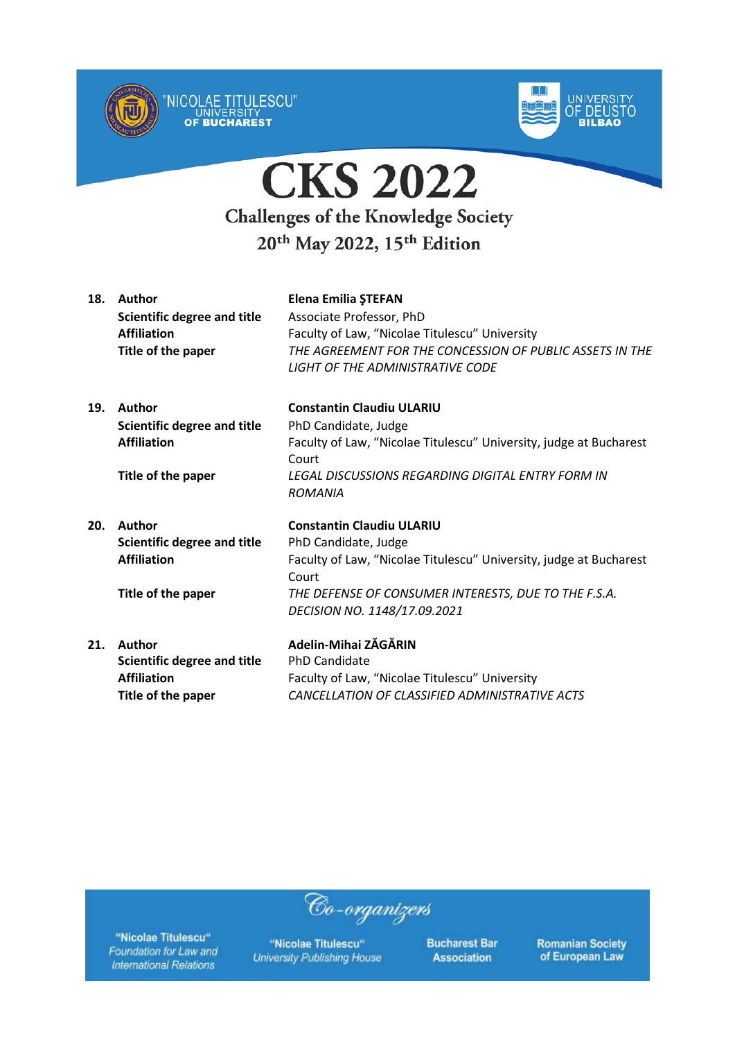18. **Author**: **Elena Emilia ŞTEFAN**
    **Scientific degree and title**: Associate Professor, PhD
    **Affiliation**: Faculty of Law, "Nicolae Titulescu" University
    **Title of the paper**: *THE AGREEMENT FOR THE CONCESSION OF PUBLIC ASSETS IN THE LIGHT OF THE ADMINISTRATIVE CODE*

19. **Author**: **Constantin Claudiu ULARIU**
    **Scientific degree and title**: PhD Candidate, Judge
    **Affiliation**: Faculty of Law, "Nicolae Titulescu" University, judge at Bucharest Court
    **Title of the paper**: *LEGAL DISCUSSIONS REGARDING DIGITAL ENTRY FORM IN ROMANIA*

20. **Author**: **Constantin Claudiu ULARIU**
    **Scientific degree and title**: PhD Candidate, Judge
    **Affiliation**: Faculty of Law, "Nicolae Titulescu" University, judge at Bucharest Court
    **Title of the paper**: *THE DEFENSE OF CONSUMER INTERESTS, DUE TO THE F.S.A. DECISION NO. 1148/17.09.2021*

21. **Author**: **Adelin-Mihai ZĂGĂRIN**
    **Scientific degree and title**: PhD Candidate
    **Affiliation**: Faculty of Law, "Nicolae Titulescu" University
    **Title of the paper**: *CANCELLATION OF CLASSIFIED ADMINISTRATIVE ACTS*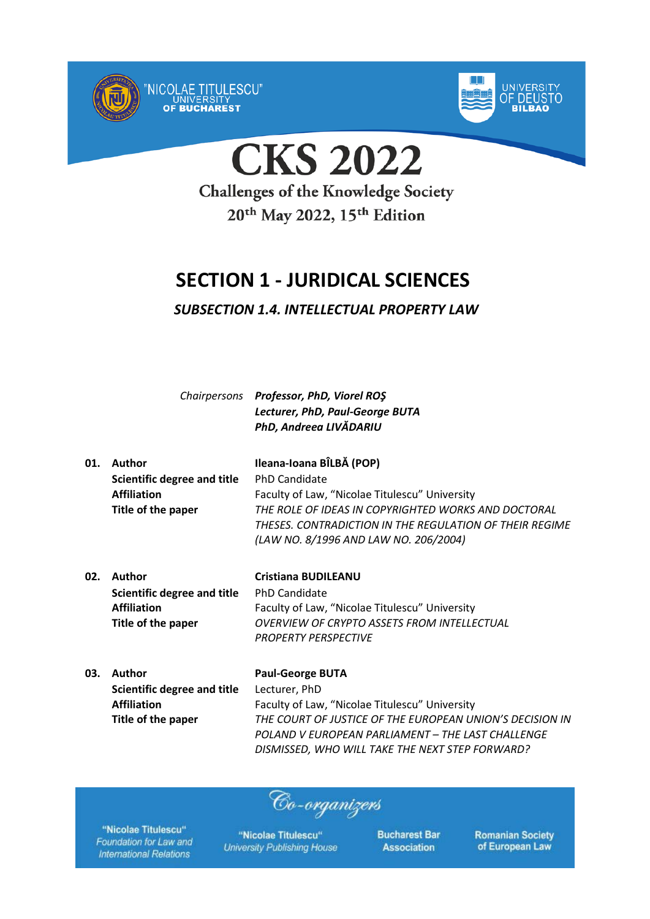"NICOLAE TITULESCU" UNIVERSITY OF BUCHAREST

UNIVERSITY OF DEUSTO BILBAO

# CKS 2022

Challenges of the Knowledge Society

20th May 2022, 15th Edition

## SECTION 1 - JURIDICAL SCIENCES

### *SUBSECTION 1.4. INTELLECTUAL PROPERTY LAW*

*Chairpersons* ***Professor, PhD, Viorel ROŞ***
***Lecturer, PhD, Paul-George BUTA***
***PhD, Andreea LIVĂDARIU***

**01. Author** **Ileana-Ioana BÎLBĂ (POP)**
**Scientific degree and title** PhD Candidate
**Affiliation** Faculty of Law, "Nicolae Titulescu" University
**Title of the paper** *THE ROLE OF IDEAS IN COPYRIGHTED WORKS AND DOCTORAL THESES. CONTRADICTION IN THE REGULATION OF THEIR REGIME (LAW NO. 8/1996 AND LAW NO. 206/2004)*

**02. Author** **Cristiana BUDILEANU**
**Scientific degree and title** PhD Candidate
**Affiliation** Faculty of Law, "Nicolae Titulescu" University
**Title of the paper** *OVERVIEW OF CRYPTO ASSETS FROM INTELLECTUAL PROPERTY PERSPECTIVE*

**03. Author** **Paul-George BUTA**
**Scientific degree and title** Lecturer, PhD
**Affiliation** Faculty of Law, "Nicolae Titulescu" University
**Title of the paper** *THE COURT OF JUSTICE OF THE EUROPEAN UNION'S DECISION IN POLAND V EUROPEAN PARLIAMENT – THE LAST CHALLENGE DISMISSED, WHO WILL TAKE THE NEXT STEP FORWARD?*

*Co-organizers*

"Nicolae Titulescu" Foundation for Law and International Relations

"Nicolae Titulescu" University Publishing House

Bucharest Bar Association

Romanian Society of European Law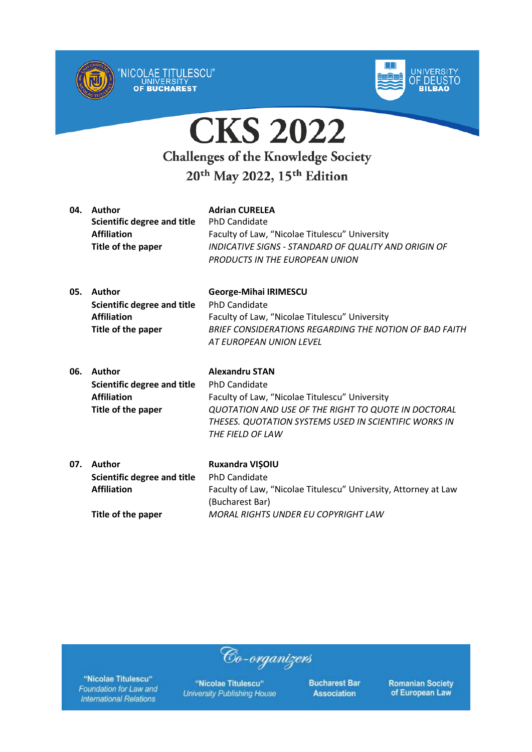| | | |
|---|---|---|
| **04.** | **Author** | **Adrian CURELEA** |
| | **Scientific degree and title** | PhD Candidate |
| | **Affiliation** | Faculty of Law, "Nicolae Titulescu" University |
| | **Title of the paper** | *INDICATIVE SIGNS - STANDARD OF QUALITY AND ORIGIN OF PRODUCTS IN THE EUROPEAN UNION* |
| **05.** | **Author** | **George-Mihai IRIMESCU** |
| | **Scientific degree and title** | PhD Candidate |
| | **Affiliation** | Faculty of Law, "Nicolae Titulescu" University |
| | **Title of the paper** | *BRIEF CONSIDERATIONS REGARDING THE NOTION OF BAD FAITH AT EUROPEAN UNION LEVEL* |
| **06.** | **Author** | **Alexandru STAN** |
| | **Scientific degree and title** | PhD Candidate |
| | **Affiliation** | Faculty of Law, "Nicolae Titulescu" University |
| | **Title of the paper** | *QUOTATION AND USE OF THE RIGHT TO QUOTE IN DOCTORAL THESES. QUOTATION SYSTEMS USED IN SCIENTIFIC WORKS IN THE FIELD OF LAW* |
| **07.** | **Author** | **Ruxandra VIȘOIU** |
| | **Scientific degree and title** | PhD Candidate |
| | **Affiliation** | Faculty of Law, "Nicolae Titulescu" University, Attorney at Law (Bucharest Bar) |
| | **Title of the paper** | *MORAL RIGHTS UNDER EU COPYRIGHT LAW* |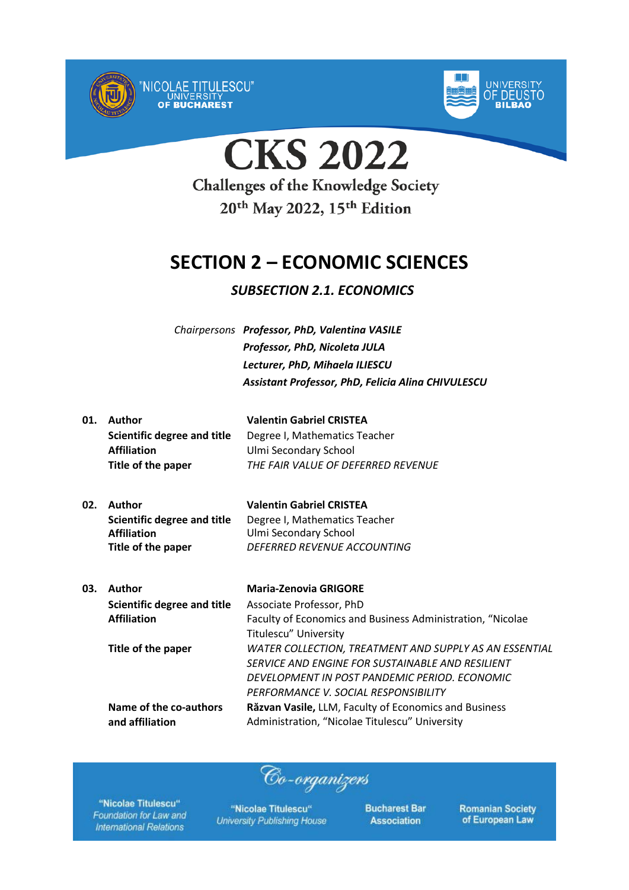# SECTION 2 – ECONOMIC SCIENCES

## *SUBSECTION 2.1. ECONOMICS*

*Chairpersons* ***Professor, PhD, Valentina VASILE***
***Professor, PhD, Nicoleta JULA***
***Lecturer, PhD, Mihaela ILIESCU***
***Assistant Professor, PhD, Felicia Alina CHIVULESCU***

**01. Author** — **Valentin Gabriel CRISTEA**
**Scientific degree and title** — Degree I, Mathematics Teacher
**Affiliation** — Ulmi Secondary School
**Title of the paper** — *THE FAIR VALUE OF DEFERRED REVENUE*

**02. Author** — **Valentin Gabriel CRISTEA**
**Scientific degree and title** — Degree I, Mathematics Teacher
**Affiliation** — Ulmi Secondary School
**Title of the paper** — *DEFERRED REVENUE ACCOUNTING*

**03. Author** — **Maria-Zenovia GRIGORE**
**Scientific degree and title** — Associate Professor, PhD
**Affiliation** — Faculty of Economics and Business Administration, "Nicolae Titulescu" University
**Title of the paper** — *WATER COLLECTION, TREATMENT AND SUPPLY AS AN ESSENTIAL SERVICE AND ENGINE FOR SUSTAINABLE AND RESILIENT DEVELOPMENT IN POST PANDEMIC PERIOD. ECONOMIC PERFORMANCE V. SOCIAL RESPONSIBILITY*
**Name of the co-authors and affiliation** — **Răzvan Vasile,** LLM, Faculty of Economics and Business Administration, "Nicolae Titulescu" University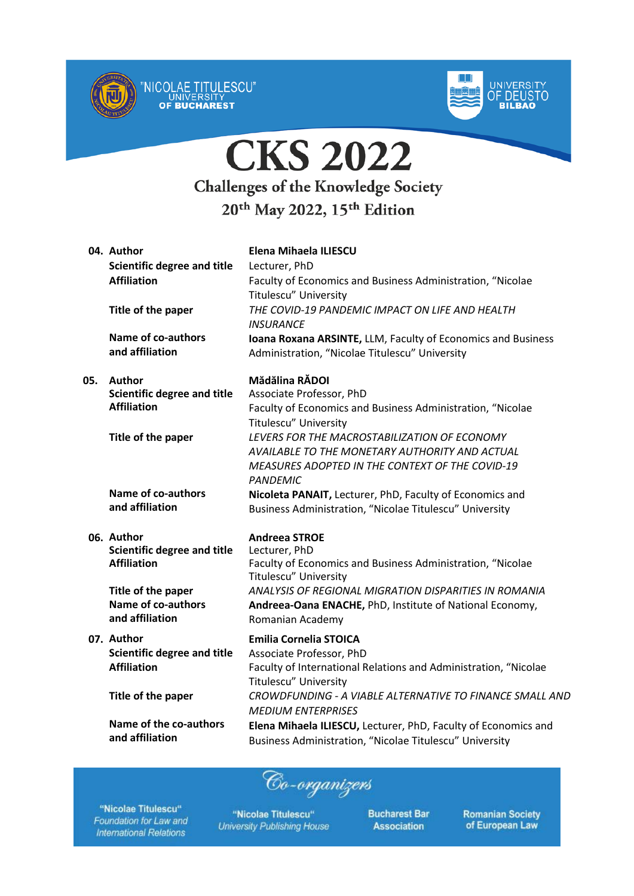# CKS 2022

## Challenges of the Knowledge Society

### 20th May 2022, 15th Edition

| | | |
|---|---|---|
| **04.** | **Author** | **Elena Mihaela ILIESCU** |
| | **Scientific degree and title** | Lecturer, PhD |
| | **Affiliation** | Faculty of Economics and Business Administration, "Nicolae Titulescu" University |
| | **Title of the paper** | *THE COVID-19 PANDEMIC IMPACT ON LIFE AND HEALTH INSURANCE* |
| | **Name of co-authors and affiliation** | **Ioana Roxana ARSINTE,** LLM, Faculty of Economics and Business Administration, "Nicolae Titulescu" University |
| **05.** | **Author** | **Mădălina RĂDOI** |
| | **Scientific degree and title** | Associate Professor, PhD |
| | **Affiliation** | Faculty of Economics and Business Administration, "Nicolae Titulescu" University |
| | **Title of the paper** | *LEVERS FOR THE MACROSTABILIZATION OF ECONOMY AVAILABLE TO THE MONETARY AUTHORITY AND ACTUAL MEASURES ADOPTED IN THE CONTEXT OF THE COVID-19 PANDEMIC* |
| | **Name of co-authors and affiliation** | **Nicoleta PANAIT,** Lecturer, PhD, Faculty of Economics and Business Administration, "Nicolae Titulescu" University |
| **06.** | **Author** | **Andreea STROE** |
| | **Scientific degree and title** | Lecturer, PhD |
| | **Affiliation** | Faculty of Economics and Business Administration, "Nicolae Titulescu" University |
| | **Title of the paper** | *ANALYSIS OF REGIONAL MIGRATION DISPARITIES IN ROMANIA* |
| | **Name of co-authors and affiliation** | **Andreea-Oana ENACHE,** PhD, Institute of National Economy, Romanian Academy |
| **07.** | **Author** | **Emilia Cornelia STOICA** |
| | **Scientific degree and title** | Associate Professor, PhD |
| | **Affiliation** | Faculty of International Relations and Administration, "Nicolae Titulescu" University |
| | **Title of the paper** | *CROWDFUNDING - A VIABLE ALTERNATIVE TO FINANCE SMALL AND MEDIUM ENTERPRISES* |
| | **Name of the co-authors and affiliation** | **Elena Mihaela ILIESCU,** Lecturer, PhD, Faculty of Economics and Business Administration, "Nicolae Titulescu" University |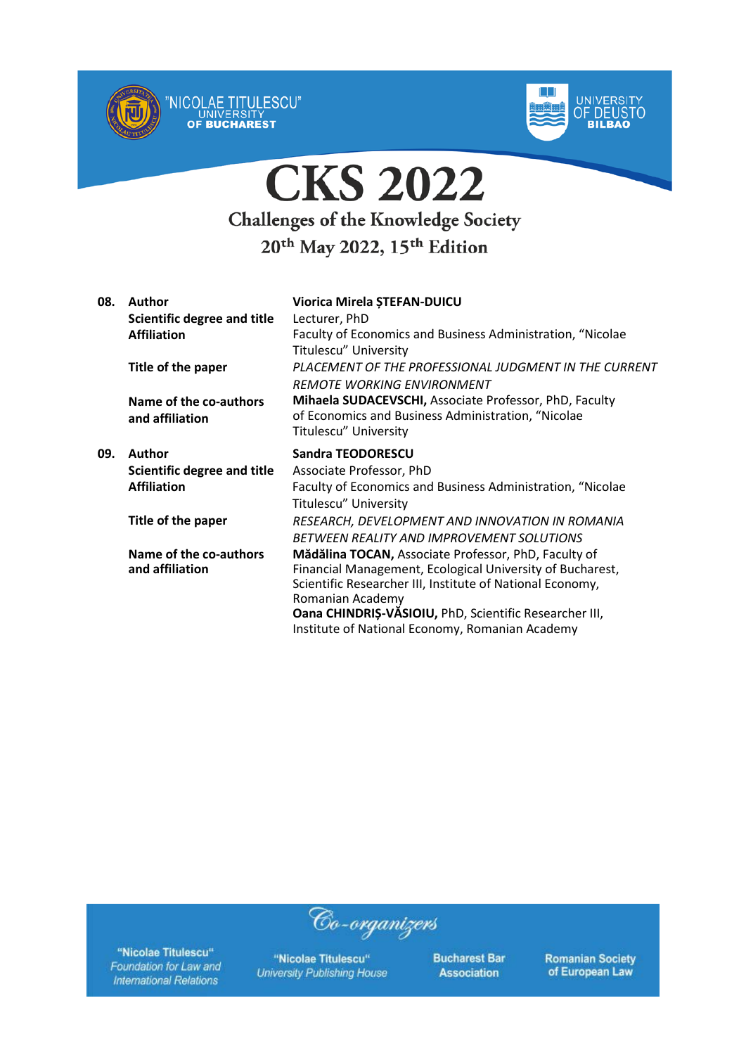| | | |
|---|---|---|
| **08.** | **Author** | **Viorica Mirela ȘTEFAN-DUICU** |
| | **Scientific degree and title** | Lecturer, PhD |
| | **Affiliation** | Faculty of Economics and Business Administration, "Nicolae Titulescu" University |
| | **Title of the paper** | *PLACEMENT OF THE PROFESSIONAL JUDGMENT IN THE CURRENT REMOTE WORKING ENVIRONMENT* |
| | **Name of the co-authors and affiliation** | **Mihaela SUDACEVSCHI,** Associate Professor, PhD, Faculty of Economics and Business Administration, "Nicolae Titulescu" University |
| **09.** | **Author** | **Sandra TEODORESCU** |
| | **Scientific degree and title** | Associate Professor, PhD |
| | **Affiliation** | Faculty of Economics and Business Administration, "Nicolae Titulescu" University |
| | **Title of the paper** | *RESEARCH, DEVELOPMENT AND INNOVATION IN ROMANIA BETWEEN REALITY AND IMPROVEMENT SOLUTIONS* |
| | **Name of the co-authors and affiliation** | **Mădălina TOCAN,** Associate Professor, PhD, Faculty of Financial Management, Ecological University of Bucharest, Scientific Researcher III, Institute of National Economy, Romanian Academy<br>**Oana CHINDRIȘ-VĂSIOIU,** PhD, Scientific Researcher III, Institute of National Economy, Romanian Academy |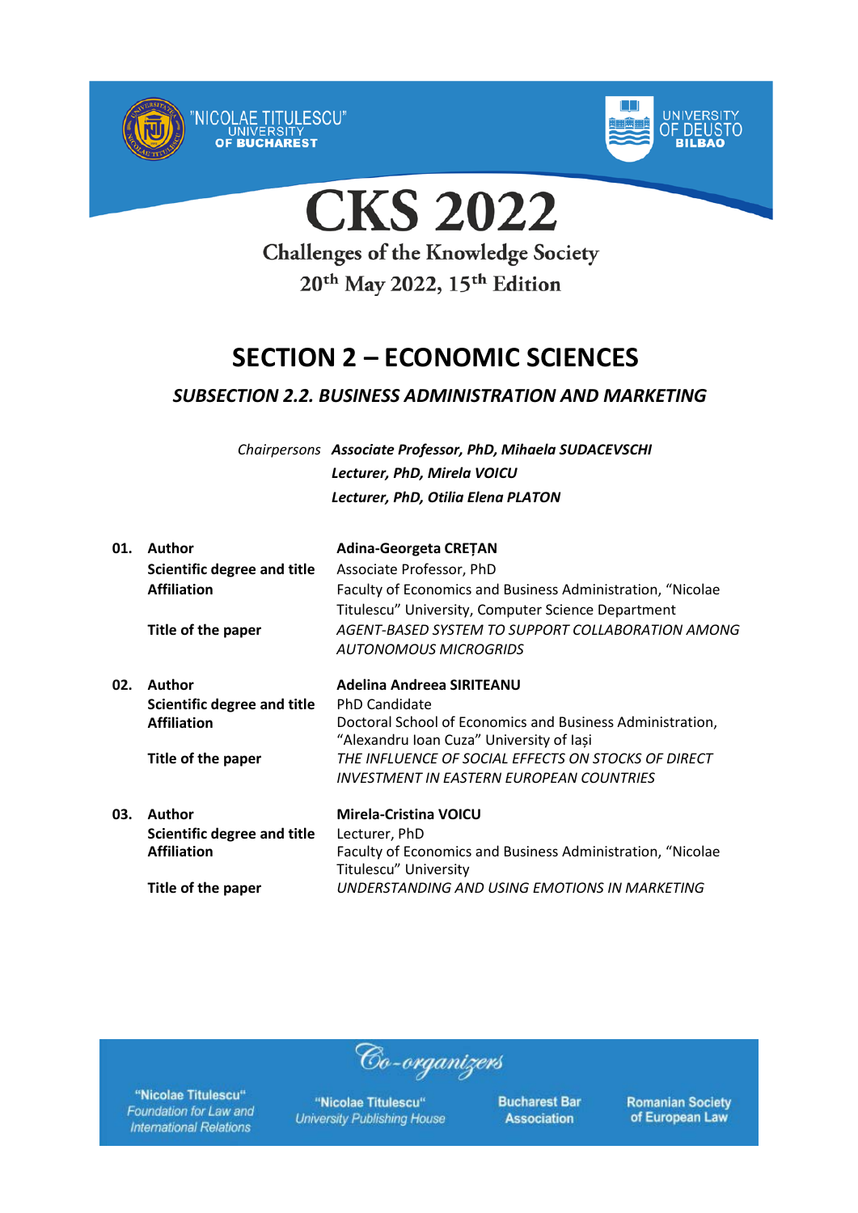"NICOLAE TITULESCU" UNIVERSITY OF BUCHAREST

UNIVERSITY OF DEUSTO BILBAO

# CKS 2022

Challenges of the Knowledge Society

20th May 2022, 15th Edition

## SECTION 2 – ECONOMIC SCIENCES

### *SUBSECTION 2.2. BUSINESS ADMINISTRATION AND MARKETING*

*Chairpersons* ***Associate Professor, PhD, Mihaela SUDACEVSCHI***
***Lecturer, PhD, Mirela VOICU***
***Lecturer, PhD, Otilia Elena PLATON***

**01. Author** **Adina-Georgeta CREȚAN**
**Scientific degree and title** Associate Professor, PhD
**Affiliation** Faculty of Economics and Business Administration, "Nicolae Titulescu" University, Computer Science Department
**Title of the paper** *AGENT-BASED SYSTEM TO SUPPORT COLLABORATION AMONG AUTONOMOUS MICROGRIDS*

**02. Author** **Adelina Andreea SIRITEANU**
**Scientific degree and title** PhD Candidate
**Affiliation** Doctoral School of Economics and Business Administration, "Alexandru Ioan Cuza" University of Iași
**Title of the paper** *THE INFLUENCE OF SOCIAL EFFECTS ON STOCKS OF DIRECT INVESTMENT IN EASTERN EUROPEAN COUNTRIES*

**03. Author** **Mirela-Cristina VOICU**
**Scientific degree and title** Lecturer, PhD
**Affiliation** Faculty of Economics and Business Administration, "Nicolae Titulescu" University
**Title of the paper** *UNDERSTANDING AND USING EMOTIONS IN MARKETING*

*Co-organizers*

"Nicolae Titulescu" Foundation for Law and International Relations

"Nicolae Titulescu" University Publishing House

Bucharest Bar Association

Romanian Society of European Law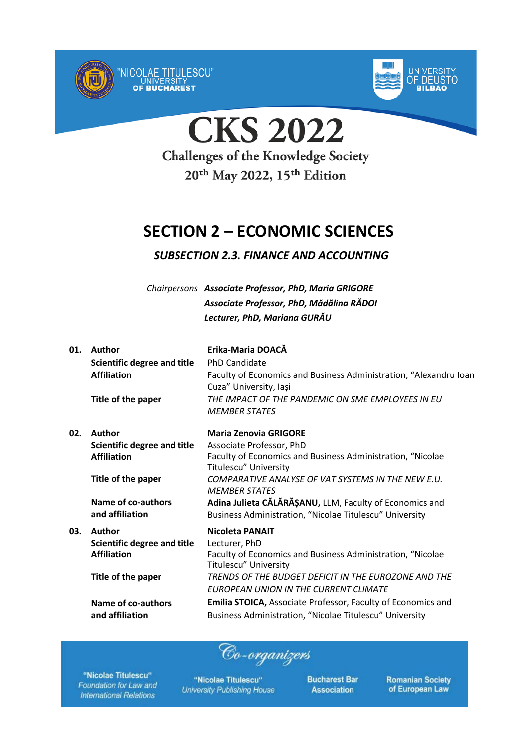"NICOLAE TITULESCU" UNIVERSITY OF BUCHAREST

UNIVERSITY OF DEUSTO BILBAO

# CKS 2022

Challenges of the Knowledge Society

20th May 2022, 15th Edition

## SECTION 2 – ECONOMIC SCIENCES

### *SUBSECTION 2.3. FINANCE AND ACCOUNTING*

*Chairpersons* ***Associate Professor, PhD, Maria GRIGORE***
***Associate Professor, PhD, Mădălina RĂDOI***
***Lecturer, PhD, Mariana GURĂU***

| | | |
|---|---|---|
| **01.** | **Author** | **Erika-Maria DOACĂ** |
| | **Scientific degree and title** | PhD Candidate |
| | **Affiliation** | Faculty of Economics and Business Administration, "Alexandru Ioan Cuza" University, Iași |
| | **Title of the paper** | *THE IMPACT OF THE PANDEMIC ON SME EMPLOYEES IN EU MEMBER STATES* |
| **02.** | **Author** | **Maria Zenovia GRIGORE** |
| | **Scientific degree and title** | Associate Professor, PhD |
| | **Affiliation** | Faculty of Economics and Business Administration, "Nicolae Titulescu" University |
| | **Title of the paper** | *COMPARATIVE ANALYSE OF VAT SYSTEMS IN THE NEW E.U. MEMBER STATES* |
| | **Name of co-authors and affiliation** | **Adina Julieta CĂLĂRĂȘANU,** LLM, Faculty of Economics and Business Administration, "Nicolae Titulescu" University |
| **03.** | **Author** | **Nicoleta PANAIT** |
| | **Scientific degree and title** | Lecturer, PhD |
| | **Affiliation** | Faculty of Economics and Business Administration, "Nicolae Titulescu" University |
| | **Title of the paper** | *TRENDS OF THE BUDGET DEFICIT IN THE EUROZONE AND THE EUROPEAN UNION IN THE CURRENT CLIMATE* |
| | **Name of co-authors and affiliation** | **Emilia STOICA,** Associate Professor, Faculty of Economics and Business Administration, "Nicolae Titulescu" University |

*Co-organizers*

"Nicolae Titulescu" *Foundation for Law and International Relations*

"Nicolae Titulescu" *University Publishing House*

Bucharest Bar Association

Romanian Society of European Law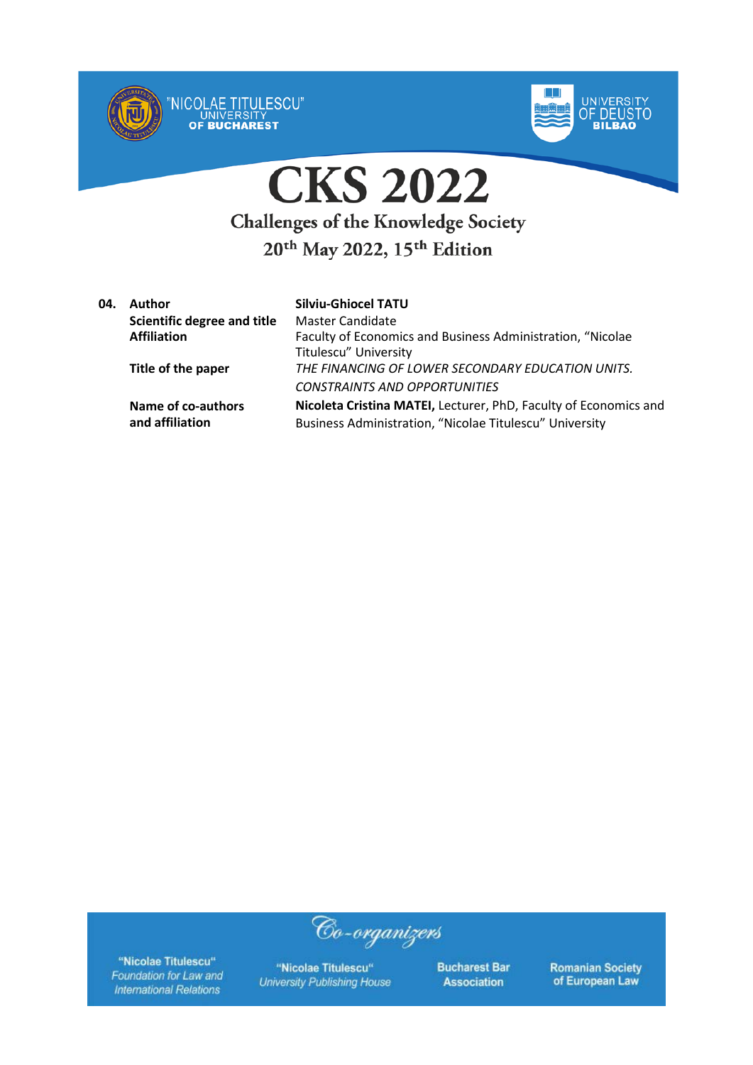# CKS 2022

## Challenges of the Knowledge Society

### 20th May 2022, 15th Edition

| 04. | | |
|---|---|---|
| | **Author** | **Silviu-Ghiocel TATU** |
| | **Scientific degree and title** | Master Candidate |
| | **Affiliation** | Faculty of Economics and Business Administration, "Nicolae Titulescu" University |
| | **Title of the paper** | *THE FINANCING OF LOWER SECONDARY EDUCATION UNITS. CONSTRAINTS AND OPPORTUNITIES* |
| | **Name of co-authors and affiliation** | **Nicoleta Cristina MATEI,** Lecturer, PhD, Faculty of Economics and Business Administration, "Nicolae Titulescu" University |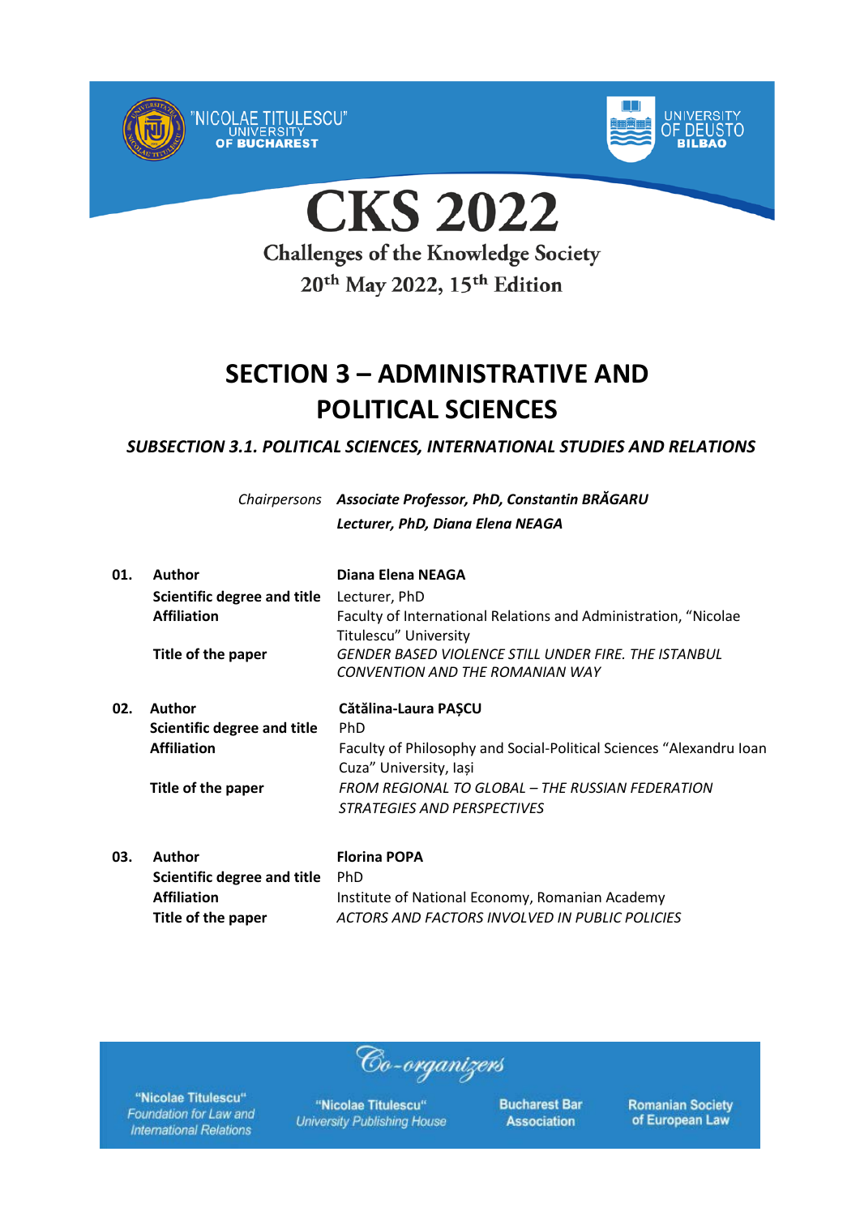"NICOLAE TITULESCU" UNIVERSITY OF BUCHAREST

UNIVERSITY OF DEUSTO BILBAO

# CKS 2022

Challenges of the Knowledge Society

20th May 2022, 15th Edition

# SECTION 3 – ADMINISTRATIVE AND POLITICAL SCIENCES

## *SUBSECTION 3.1. POLITICAL SCIENCES, INTERNATIONAL STUDIES AND RELATIONS*

*Chairpersons* ***Associate Professor, PhD, Constantin BRĂGARU***
***Lecturer, PhD, Diana Elena NEAGA***

| | | |
|---|---|---|
| **01.** | **Author** | **Diana Elena NEAGA** |
| | **Scientific degree and title** | Lecturer, PhD |
| | **Affiliation** | Faculty of International Relations and Administration, "Nicolae Titulescu" University |
| | **Title of the paper** | *GENDER BASED VIOLENCE STILL UNDER FIRE. THE ISTANBUL CONVENTION AND THE ROMANIAN WAY* |
| **02.** | **Author** | **Cătălina-Laura PAȘCU** |
| | **Scientific degree and title** | PhD |
| | **Affiliation** | Faculty of Philosophy and Social-Political Sciences "Alexandru Ioan Cuza" University, Iași |
| | **Title of the paper** | *FROM REGIONAL TO GLOBAL – THE RUSSIAN FEDERATION STRATEGIES AND PERSPECTIVES* |
| **03.** | **Author** | **Florina POPA** |
| | **Scientific degree and title** | PhD |
| | **Affiliation** | Institute of National Economy, Romanian Academy |
| | **Title of the paper** | *ACTORS AND FACTORS INVOLVED IN PUBLIC POLICIES* |

Co-organizers

"Nicolae Titulescu" Foundation for Law and International Relations

"Nicolae Titulescu" University Publishing House

Bucharest Bar Association

Romanian Society of European Law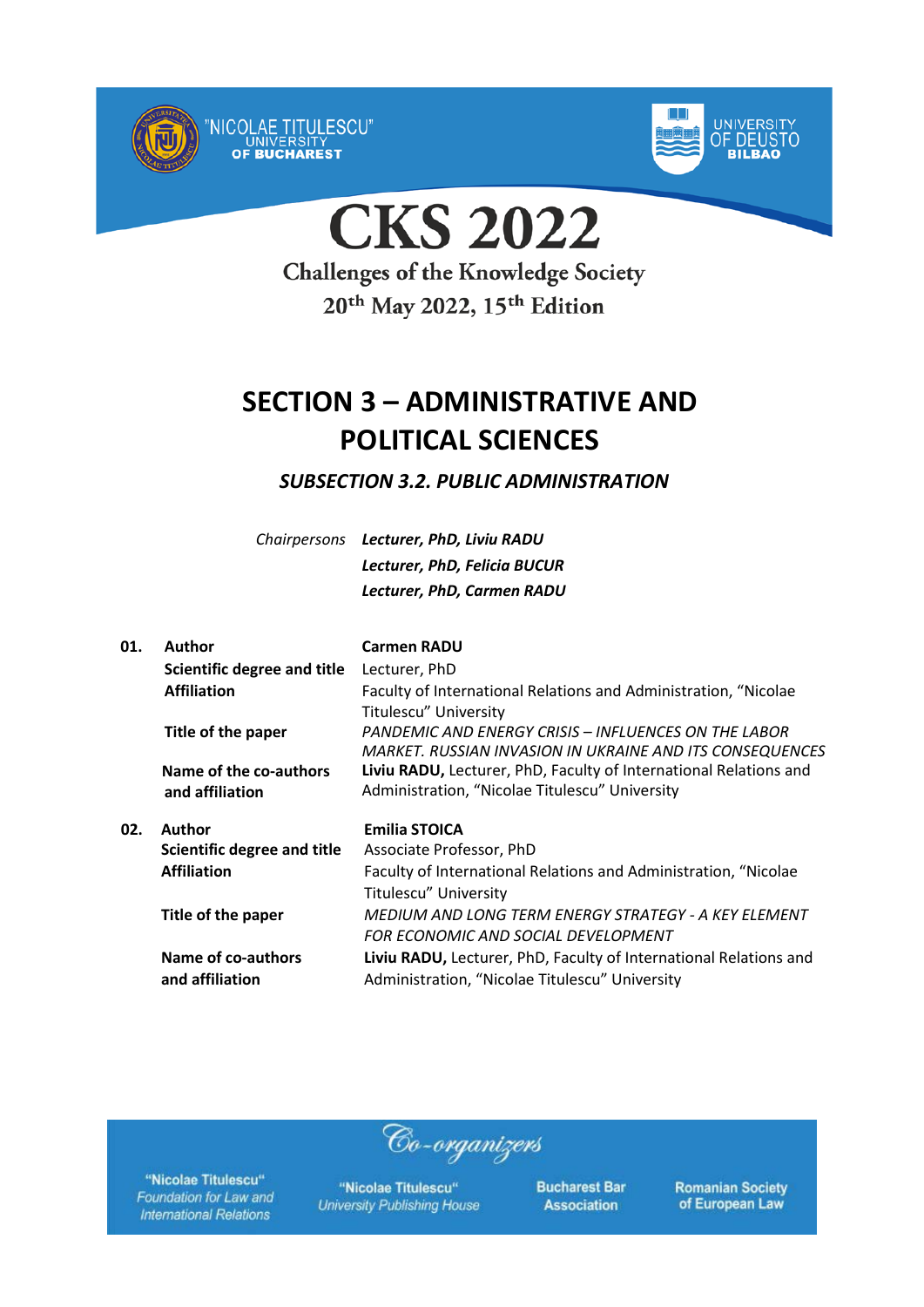# CKS 2022

Challenges of the Knowledge Society

20th May 2022, 15th Edition

## SECTION 3 – ADMINISTRATIVE AND POLITICAL SCIENCES

### *SUBSECTION 3.2. PUBLIC ADMINISTRATION*

*Chairpersons* ***Lecturer, PhD, Liviu RADU***
***Lecturer, PhD, Felicia BUCUR***
***Lecturer, PhD, Carmen RADU***

| | | |
|---|---|---|
| **01.** | **Author** | **Carmen RADU** |
| | **Scientific degree and title** | Lecturer, PhD |
| | **Affiliation** | Faculty of International Relations and Administration, "Nicolae Titulescu" University |
| | **Title of the paper** | *PANDEMIC AND ENERGY CRISIS – INFLUENCES ON THE LABOR MARKET. RUSSIAN INVASION IN UKRAINE AND ITS CONSEQUENCES* |
| | **Name of the co-authors and affiliation** | **Liviu RADU,** Lecturer, PhD, Faculty of International Relations and Administration, "Nicolae Titulescu" University |
| **02.** | **Author** | **Emilia STOICA** |
| | **Scientific degree and title** | Associate Professor, PhD |
| | **Affiliation** | Faculty of International Relations and Administration, "Nicolae Titulescu" University |
| | **Title of the paper** | *MEDIUM AND LONG TERM ENERGY STRATEGY - A KEY ELEMENT FOR ECONOMIC AND SOCIAL DEVELOPMENT* |
| | **Name of co-authors and affiliation** | **Liviu RADU,** Lecturer, PhD, Faculty of International Relations and Administration, "Nicolae Titulescu" University |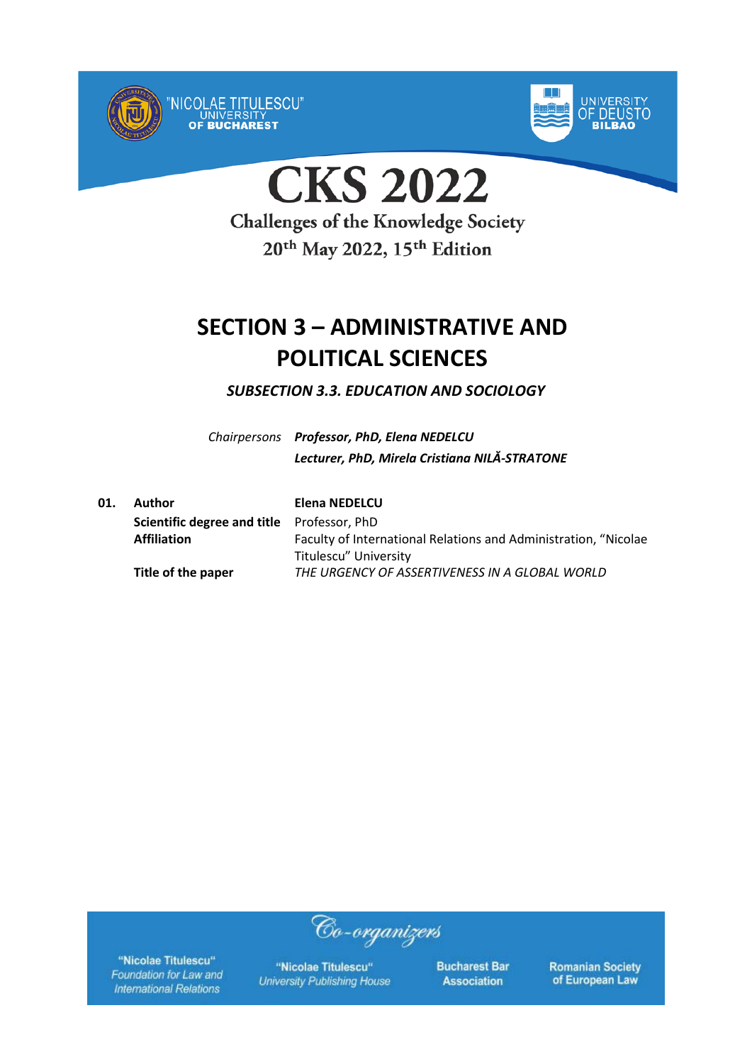"NICOLAE TITULESCU" UNIVERSITY OF BUCHAREST

UNIVERSITY OF DEUSTO BILBAO

# CKS 2022

Challenges of the Knowledge Society

20th May 2022, 15th Edition

## SECTION 3 – ADMINISTRATIVE AND POLITICAL SCIENCES

***SUBSECTION 3.3. EDUCATION AND SOCIOLOGY***

| | |
|---|---|
| *Chairpersons* | ***Professor, PhD, Elena NEDELCU*** |
| | ***Lecturer, PhD, Mirela Cristiana NILĂ-STRATONE*** |

| | | |
|---|---|---|
| **01.** | **Author** | **Elena NEDELCU** |
| | **Scientific degree and title** | Professor, PhD |
| | **Affiliation** | Faculty of International Relations and Administration, "Nicolae Titulescu" University |
| | **Title of the paper** | *THE URGENCY OF ASSERTIVENESS IN A GLOBAL WORLD* |

Co-organizers

"Nicolae Titulescu" Foundation for Law and International Relations

"Nicolae Titulescu" University Publishing House

Bucharest Bar Association

Romanian Society of European Law